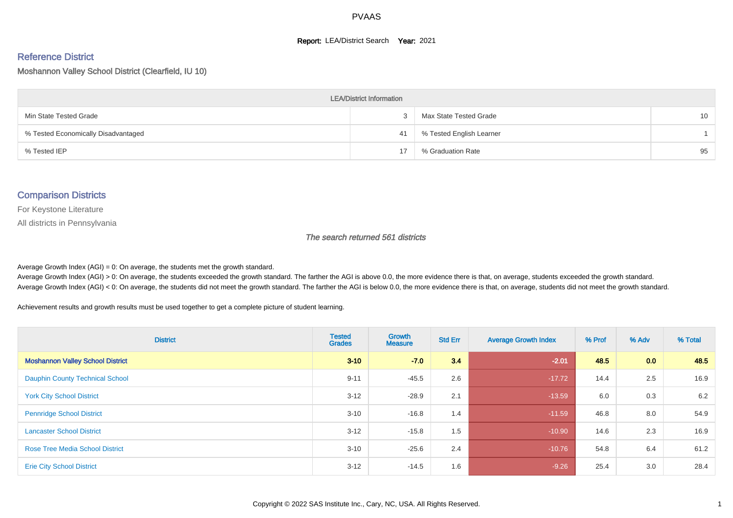# PVAAS

**Report:** LEA/District Search **Year:** 2021

## Reference District

Moshannon Valley School District (Clearfield, IU 10)

| LEA/District Information | | | |
|---|---|---|---|
| Min State Tested Grade | 3 | Max State Tested Grade | 10 |
| % Tested Economically Disadvantaged | 41 | % Tested English Learner | 1 |
| % Tested IEP | 17 | % Graduation Rate | 95 |

## Comparison Districts

For Keystone Literature

All districts in Pennsylvania

*The search returned 561 districts*

Average Growth Index (AGI) = 0: On average, the students met the growth standard.
Average Growth Index (AGI) > 0: On average, the students exceeded the growth standard. The farther the AGI is above 0.0, the more evidence there is that, on average, students exceeded the growth standard.
Average Growth Index (AGI) < 0: On average, the students did not meet the growth standard. The farther the AGI is below 0.0, the more evidence there is that, on average, students did not meet the growth standard.

Achievement results and growth results must be used together to get a complete picture of student learning.

| District | Tested Grades | Growth Measure | Std Err | Average Growth Index | % Prof | % Adv | % Total |
|---|---|---|---|---|---|---|---|
| **Moshannon Valley School District** | **3-10** | **-7.0** | **3.4** | **-2.01** | **48.5** | **0.0** | **48.5** |
| Dauphin County Technical School | 9-11 | -45.5 | 2.6 | -17.72 | 14.4 | 2.5 | 16.9 |
| York City School District | 3-12 | -28.9 | 2.1 | -13.59 | 6.0 | 0.3 | 6.2 |
| Pennridge School District | 3-10 | -16.8 | 1.4 | -11.59 | 46.8 | 8.0 | 54.9 |
| Lancaster School District | 3-12 | -15.8 | 1.5 | -10.90 | 14.6 | 2.3 | 16.9 |
| Rose Tree Media School District | 3-10 | -25.6 | 2.4 | -10.76 | 54.8 | 6.4 | 61.2 |
| Erie City School District | 3-12 | -14.5 | 1.6 | -9.26 | 25.4 | 3.0 | 28.4 |

Copyright © 2022 SAS Institute Inc., Cary, NC, USA. All Rights Reserved.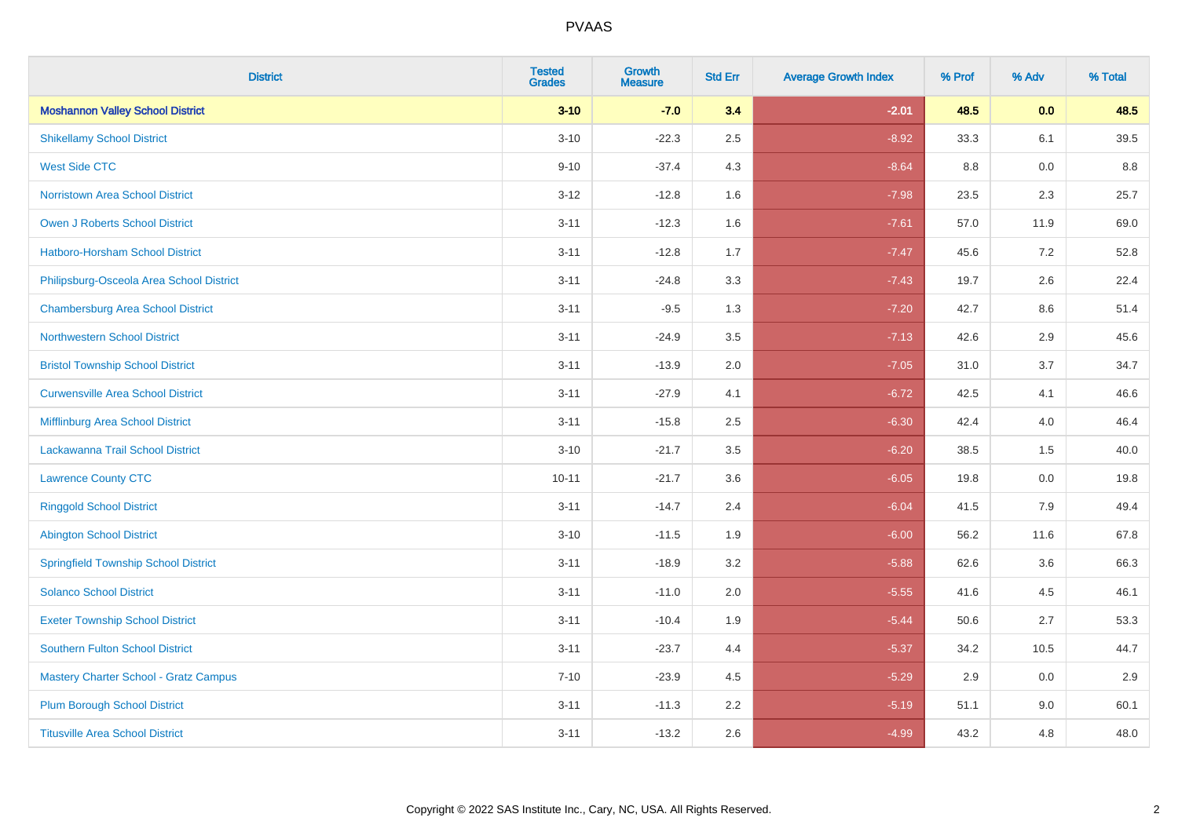| District | Tested Grades | Growth Measure | Std Err | Average Growth Index | % Prof | % Adv | % Total |
|---|---|---|---|---|---|---|---|
| **Moshannon Valley School District** | **3-10** | **-7.0** | **3.4** | **-2.01** | **48.5** | **0.0** | **48.5** |
| Shikellamy School District | 3-10 | -22.3 | 2.5 | -8.92 | 33.3 | 6.1 | 39.5 |
| West Side CTC | 9-10 | -37.4 | 4.3 | -8.64 | 8.8 | 0.0 | 8.8 |
| Norristown Area School District | 3-12 | -12.8 | 1.6 | -7.98 | 23.5 | 2.3 | 25.7 |
| Owen J Roberts School District | 3-11 | -12.3 | 1.6 | -7.61 | 57.0 | 11.9 | 69.0 |
| Hatboro-Horsham School District | 3-11 | -12.8 | 1.7 | -7.47 | 45.6 | 7.2 | 52.8 |
| Philipsburg-Osceola Area School District | 3-11 | -24.8 | 3.3 | -7.43 | 19.7 | 2.6 | 22.4 |
| Chambersburg Area School District | 3-11 | -9.5 | 1.3 | -7.20 | 42.7 | 8.6 | 51.4 |
| Northwestern School District | 3-11 | -24.9 | 3.5 | -7.13 | 42.6 | 2.9 | 45.6 |
| Bristol Township School District | 3-11 | -13.9 | 2.0 | -7.05 | 31.0 | 3.7 | 34.7 |
| Curwensville Area School District | 3-11 | -27.9 | 4.1 | -6.72 | 42.5 | 4.1 | 46.6 |
| Mifflinburg Area School District | 3-11 | -15.8 | 2.5 | -6.30 | 42.4 | 4.0 | 46.4 |
| Lackawanna Trail School District | 3-10 | -21.7 | 3.5 | -6.20 | 38.5 | 1.5 | 40.0 |
| Lawrence County CTC | 10-11 | -21.7 | 3.6 | -6.05 | 19.8 | 0.0 | 19.8 |
| Ringgold School District | 3-11 | -14.7 | 2.4 | -6.04 | 41.5 | 7.9 | 49.4 |
| Abington School District | 3-10 | -11.5 | 1.9 | -6.00 | 56.2 | 11.6 | 67.8 |
| Springfield Township School District | 3-11 | -18.9 | 3.2 | -5.88 | 62.6 | 3.6 | 66.3 |
| Solanco School District | 3-11 | -11.0 | 2.0 | -5.55 | 41.6 | 4.5 | 46.1 |
| Exeter Township School District | 3-11 | -10.4 | 1.9 | -5.44 | 50.6 | 2.7 | 53.3 |
| Southern Fulton School District | 3-11 | -23.7 | 4.4 | -5.37 | 34.2 | 10.5 | 44.7 |
| Mastery Charter School - Gratz Campus | 7-10 | -23.9 | 4.5 | -5.29 | 2.9 | 0.0 | 2.9 |
| Plum Borough School District | 3-11 | -11.3 | 2.2 | -5.19 | 51.1 | 9.0 | 60.1 |
| Titusville Area School District | 3-11 | -13.2 | 2.6 | -4.99 | 43.2 | 4.8 | 48.0 |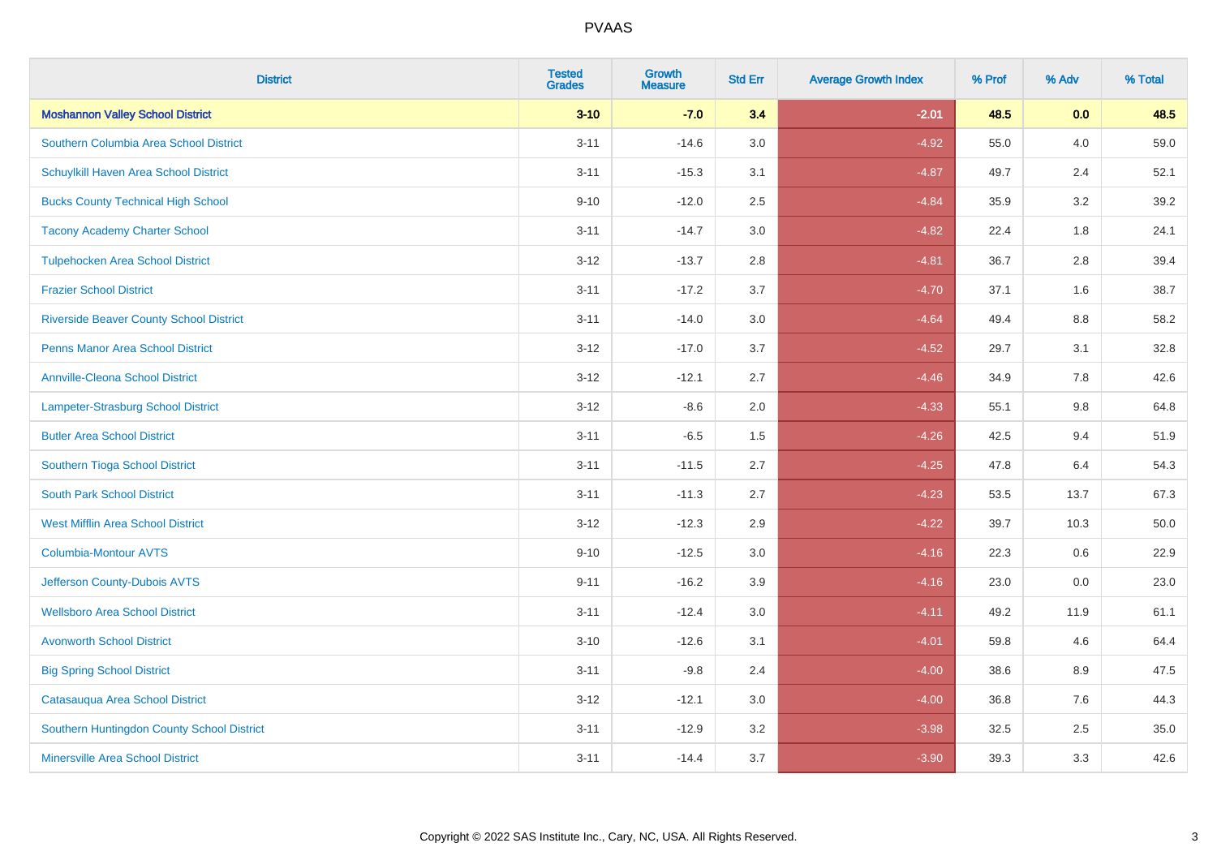# PVAAS

| District | Tested Grades | Growth Measure | Std Err | Average Growth Index | % Prof | % Adv | % Total |
|---|---|---|---|---|---|---|---|
| **Moshannon Valley School District** | **3-10** | **-7.0** | **3.4** | **-2.01** | **48.5** | **0.0** | **48.5** |
| Southern Columbia Area School District | 3-11 | -14.6 | 3.0 | -4.92 | 55.0 | 4.0 | 59.0 |
| Schuylkill Haven Area School District | 3-11 | -15.3 | 3.1 | -4.87 | 49.7 | 2.4 | 52.1 |
| Bucks County Technical High School | 9-10 | -12.0 | 2.5 | -4.84 | 35.9 | 3.2 | 39.2 |
| Tacony Academy Charter School | 3-11 | -14.7 | 3.0 | -4.82 | 22.4 | 1.8 | 24.1 |
| Tulpehocken Area School District | 3-12 | -13.7 | 2.8 | -4.81 | 36.7 | 2.8 | 39.4 |
| Frazier School District | 3-11 | -17.2 | 3.7 | -4.70 | 37.1 | 1.6 | 38.7 |
| Riverside Beaver County School District | 3-11 | -14.0 | 3.0 | -4.64 | 49.4 | 8.8 | 58.2 |
| Penns Manor Area School District | 3-12 | -17.0 | 3.7 | -4.52 | 29.7 | 3.1 | 32.8 |
| Annville-Cleona School District | 3-12 | -12.1 | 2.7 | -4.46 | 34.9 | 7.8 | 42.6 |
| Lampeter-Strasburg School District | 3-12 | -8.6 | 2.0 | -4.33 | 55.1 | 9.8 | 64.8 |
| Butler Area School District | 3-11 | -6.5 | 1.5 | -4.26 | 42.5 | 9.4 | 51.9 |
| Southern Tioga School District | 3-11 | -11.5 | 2.7 | -4.25 | 47.8 | 6.4 | 54.3 |
| South Park School District | 3-11 | -11.3 | 2.7 | -4.23 | 53.5 | 13.7 | 67.3 |
| West Mifflin Area School District | 3-12 | -12.3 | 2.9 | -4.22 | 39.7 | 10.3 | 50.0 |
| Columbia-Montour AVTS | 9-10 | -12.5 | 3.0 | -4.16 | 22.3 | 0.6 | 22.9 |
| Jefferson County-Dubois AVTS | 9-11 | -16.2 | 3.9 | -4.16 | 23.0 | 0.0 | 23.0 |
| Wellsboro Area School District | 3-11 | -12.4 | 3.0 | -4.11 | 49.2 | 11.9 | 61.1 |
| Avonworth School District | 3-10 | -12.6 | 3.1 | -4.01 | 59.8 | 4.6 | 64.4 |
| Big Spring School District | 3-11 | -9.8 | 2.4 | -4.00 | 38.6 | 8.9 | 47.5 |
| Catasauqua Area School District | 3-12 | -12.1 | 3.0 | -4.00 | 36.8 | 7.6 | 44.3 |
| Southern Huntingdon County School District | 3-11 | -12.9 | 3.2 | -3.98 | 32.5 | 2.5 | 35.0 |
| Minersville Area School District | 3-11 | -14.4 | 3.7 | -3.90 | 39.3 | 3.3 | 42.6 |

Copyright © 2022 SAS Institute Inc., Cary, NC, USA. All Rights Reserved.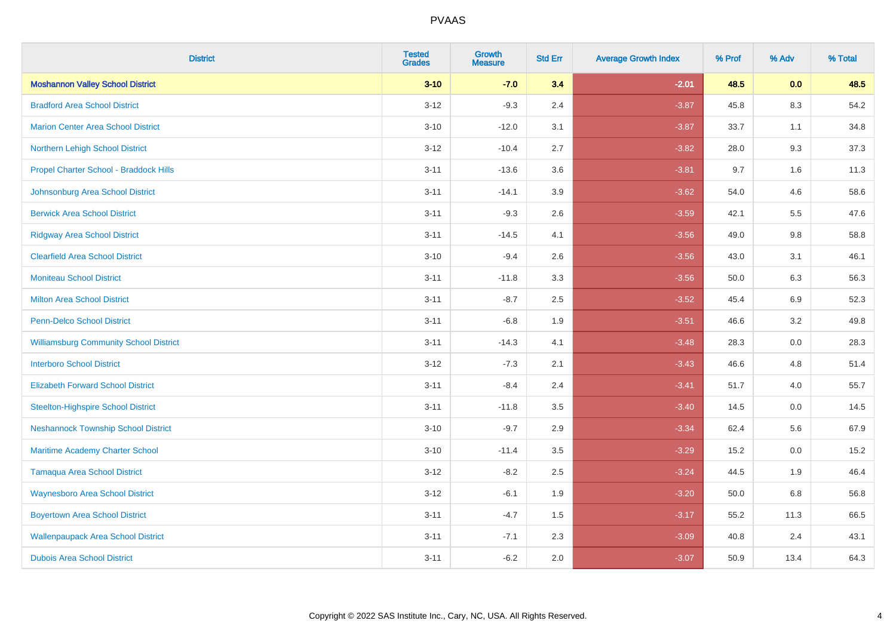| District | Tested Grades | Growth Measure | Std Err | Average Growth Index | % Prof | % Adv | % Total |
|---|---|---|---|---|---|---|---|
| **Moshannon Valley School District** | **3-10** | **-7.0** | **3.4** | **-2.01** | **48.5** | **0.0** | **48.5** |
| Bradford Area School District | 3-12 | -9.3 | 2.4 | -3.87 | 45.8 | 8.3 | 54.2 |
| Marion Center Area School District | 3-10 | -12.0 | 3.1 | -3.87 | 33.7 | 1.1 | 34.8 |
| Northern Lehigh School District | 3-12 | -10.4 | 2.7 | -3.82 | 28.0 | 9.3 | 37.3 |
| Propel Charter School - Braddock Hills | 3-11 | -13.6 | 3.6 | -3.81 | 9.7 | 1.6 | 11.3 |
| Johnsonburg Area School District | 3-11 | -14.1 | 3.9 | -3.62 | 54.0 | 4.6 | 58.6 |
| Berwick Area School District | 3-11 | -9.3 | 2.6 | -3.59 | 42.1 | 5.5 | 47.6 |
| Ridgway Area School District | 3-11 | -14.5 | 4.1 | -3.56 | 49.0 | 9.8 | 58.8 |
| Clearfield Area School District | 3-10 | -9.4 | 2.6 | -3.56 | 43.0 | 3.1 | 46.1 |
| Moniteau School District | 3-11 | -11.8 | 3.3 | -3.56 | 50.0 | 6.3 | 56.3 |
| Milton Area School District | 3-11 | -8.7 | 2.5 | -3.52 | 45.4 | 6.9 | 52.3 |
| Penn-Delco School District | 3-11 | -6.8 | 1.9 | -3.51 | 46.6 | 3.2 | 49.8 |
| Williamsburg Community School District | 3-11 | -14.3 | 4.1 | -3.48 | 28.3 | 0.0 | 28.3 |
| Interboro School District | 3-12 | -7.3 | 2.1 | -3.43 | 46.6 | 4.8 | 51.4 |
| Elizabeth Forward School District | 3-11 | -8.4 | 2.4 | -3.41 | 51.7 | 4.0 | 55.7 |
| Steelton-Highspire School District | 3-11 | -11.8 | 3.5 | -3.40 | 14.5 | 0.0 | 14.5 |
| Neshannock Township School District | 3-10 | -9.7 | 2.9 | -3.34 | 62.4 | 5.6 | 67.9 |
| Maritime Academy Charter School | 3-10 | -11.4 | 3.5 | -3.29 | 15.2 | 0.0 | 15.2 |
| Tamaqua Area School District | 3-12 | -8.2 | 2.5 | -3.24 | 44.5 | 1.9 | 46.4 |
| Waynesboro Area School District | 3-12 | -6.1 | 1.9 | -3.20 | 50.0 | 6.8 | 56.8 |
| Boyertown Area School District | 3-11 | -4.7 | 1.5 | -3.17 | 55.2 | 11.3 | 66.5 |
| Wallenpaupack Area School District | 3-11 | -7.1 | 2.3 | -3.09 | 40.8 | 2.4 | 43.1 |
| Dubois Area School District | 3-11 | -6.2 | 2.0 | -3.07 | 50.9 | 13.4 | 64.3 |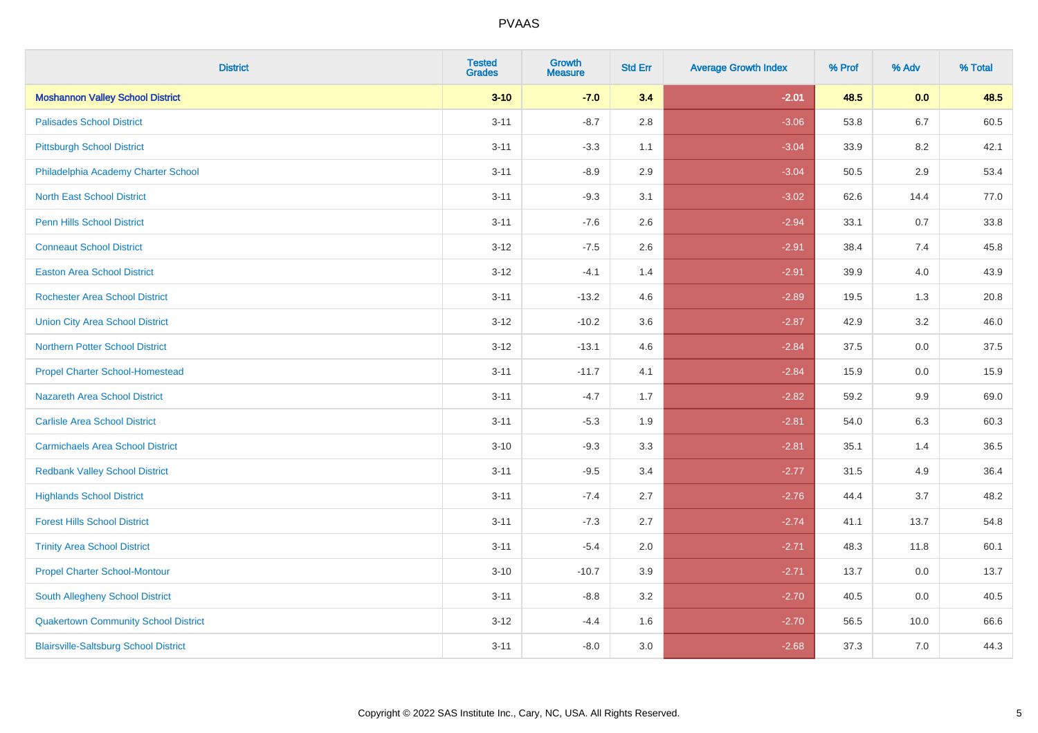| District | Tested Grades | Growth Measure | Std Err | Average Growth Index | % Prof | % Adv | % Total |
|---|---|---|---|---|---|---|---|
| **Moshannon Valley School District** | **3-10** | **-7.0** | **3.4** | **-2.01** | **48.5** | **0.0** | **48.5** |
| Palisades School District | 3-11 | -8.7 | 2.8 | -3.06 | 53.8 | 6.7 | 60.5 |
| Pittsburgh School District | 3-11 | -3.3 | 1.1 | -3.04 | 33.9 | 8.2 | 42.1 |
| Philadelphia Academy Charter School | 3-11 | -8.9 | 2.9 | -3.04 | 50.5 | 2.9 | 53.4 |
| North East School District | 3-11 | -9.3 | 3.1 | -3.02 | 62.6 | 14.4 | 77.0 |
| Penn Hills School District | 3-11 | -7.6 | 2.6 | -2.94 | 33.1 | 0.7 | 33.8 |
| Conneaut School District | 3-12 | -7.5 | 2.6 | -2.91 | 38.4 | 7.4 | 45.8 |
| Easton Area School District | 3-12 | -4.1 | 1.4 | -2.91 | 39.9 | 4.0 | 43.9 |
| Rochester Area School District | 3-11 | -13.2 | 4.6 | -2.89 | 19.5 | 1.3 | 20.8 |
| Union City Area School District | 3-12 | -10.2 | 3.6 | -2.87 | 42.9 | 3.2 | 46.0 |
| Northern Potter School District | 3-12 | -13.1 | 4.6 | -2.84 | 37.5 | 0.0 | 37.5 |
| Propel Charter School-Homestead | 3-11 | -11.7 | 4.1 | -2.84 | 15.9 | 0.0 | 15.9 |
| Nazareth Area School District | 3-11 | -4.7 | 1.7 | -2.82 | 59.2 | 9.9 | 69.0 |
| Carlisle Area School District | 3-11 | -5.3 | 1.9 | -2.81 | 54.0 | 6.3 | 60.3 |
| Carmichaels Area School District | 3-10 | -9.3 | 3.3 | -2.81 | 35.1 | 1.4 | 36.5 |
| Redbank Valley School District | 3-11 | -9.5 | 3.4 | -2.77 | 31.5 | 4.9 | 36.4 |
| Highlands School District | 3-11 | -7.4 | 2.7 | -2.76 | 44.4 | 3.7 | 48.2 |
| Forest Hills School District | 3-11 | -7.3 | 2.7 | -2.74 | 41.1 | 13.7 | 54.8 |
| Trinity Area School District | 3-11 | -5.4 | 2.0 | -2.71 | 48.3 | 11.8 | 60.1 |
| Propel Charter School-Montour | 3-10 | -10.7 | 3.9 | -2.71 | 13.7 | 0.0 | 13.7 |
| South Allegheny School District | 3-11 | -8.8 | 3.2 | -2.70 | 40.5 | 0.0 | 40.5 |
| Quakertown Community School District | 3-12 | -4.4 | 1.6 | -2.70 | 56.5 | 10.0 | 66.6 |
| Blairsville-Saltsburg School District | 3-11 | -8.0 | 3.0 | -2.68 | 37.3 | 7.0 | 44.3 |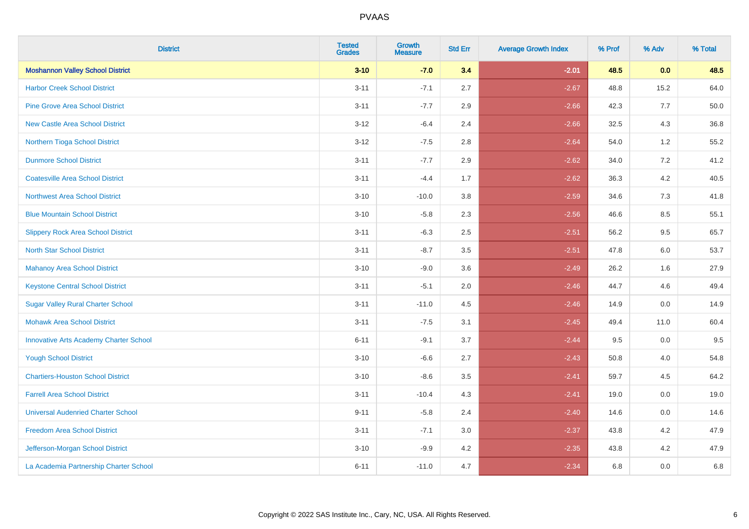# PVAAS

| District | Tested Grades | Growth Measure | Std Err | Average Growth Index | % Prof | % Adv | % Total |
|---|---|---|---|---|---|---|---|
| **Moshannon Valley School District** | **3-10** | **-7.0** | **3.4** | **-2.01** | **48.5** | **0.0** | **48.5** |
| Harbor Creek School District | 3-11 | -7.1 | 2.7 | -2.67 | 48.8 | 15.2 | 64.0 |
| Pine Grove Area School District | 3-11 | -7.7 | 2.9 | -2.66 | 42.3 | 7.7 | 50.0 |
| New Castle Area School District | 3-12 | -6.4 | 2.4 | -2.66 | 32.5 | 4.3 | 36.8 |
| Northern Tioga School District | 3-12 | -7.5 | 2.8 | -2.64 | 54.0 | 1.2 | 55.2 |
| Dunmore School District | 3-11 | -7.7 | 2.9 | -2.62 | 34.0 | 7.2 | 41.2 |
| Coatesville Area School District | 3-11 | -4.4 | 1.7 | -2.62 | 36.3 | 4.2 | 40.5 |
| Northwest Area School District | 3-10 | -10.0 | 3.8 | -2.59 | 34.6 | 7.3 | 41.8 |
| Blue Mountain School District | 3-10 | -5.8 | 2.3 | -2.56 | 46.6 | 8.5 | 55.1 |
| Slippery Rock Area School District | 3-11 | -6.3 | 2.5 | -2.51 | 56.2 | 9.5 | 65.7 |
| North Star School District | 3-11 | -8.7 | 3.5 | -2.51 | 47.8 | 6.0 | 53.7 |
| Mahanoy Area School District | 3-10 | -9.0 | 3.6 | -2.49 | 26.2 | 1.6 | 27.9 |
| Keystone Central School District | 3-11 | -5.1 | 2.0 | -2.46 | 44.7 | 4.6 | 49.4 |
| Sugar Valley Rural Charter School | 3-11 | -11.0 | 4.5 | -2.46 | 14.9 | 0.0 | 14.9 |
| Mohawk Area School District | 3-11 | -7.5 | 3.1 | -2.45 | 49.4 | 11.0 | 60.4 |
| Innovative Arts Academy Charter School | 6-11 | -9.1 | 3.7 | -2.44 | 9.5 | 0.0 | 9.5 |
| Yough School District | 3-10 | -6.6 | 2.7 | -2.43 | 50.8 | 4.0 | 54.8 |
| Chartiers-Houston School District | 3-10 | -8.6 | 3.5 | -2.41 | 59.7 | 4.5 | 64.2 |
| Farrell Area School District | 3-11 | -10.4 | 4.3 | -2.41 | 19.0 | 0.0 | 19.0 |
| Universal Audenried Charter School | 9-11 | -5.8 | 2.4 | -2.40 | 14.6 | 0.0 | 14.6 |
| Freedom Area School District | 3-11 | -7.1 | 3.0 | -2.37 | 43.8 | 4.2 | 47.9 |
| Jefferson-Morgan School District | 3-10 | -9.9 | 4.2 | -2.35 | 43.8 | 4.2 | 47.9 |
| La Academia Partnership Charter School | 6-11 | -11.0 | 4.7 | -2.34 | 6.8 | 0.0 | 6.8 |

Copyright © 2022 SAS Institute Inc., Cary, NC, USA. All Rights Reserved.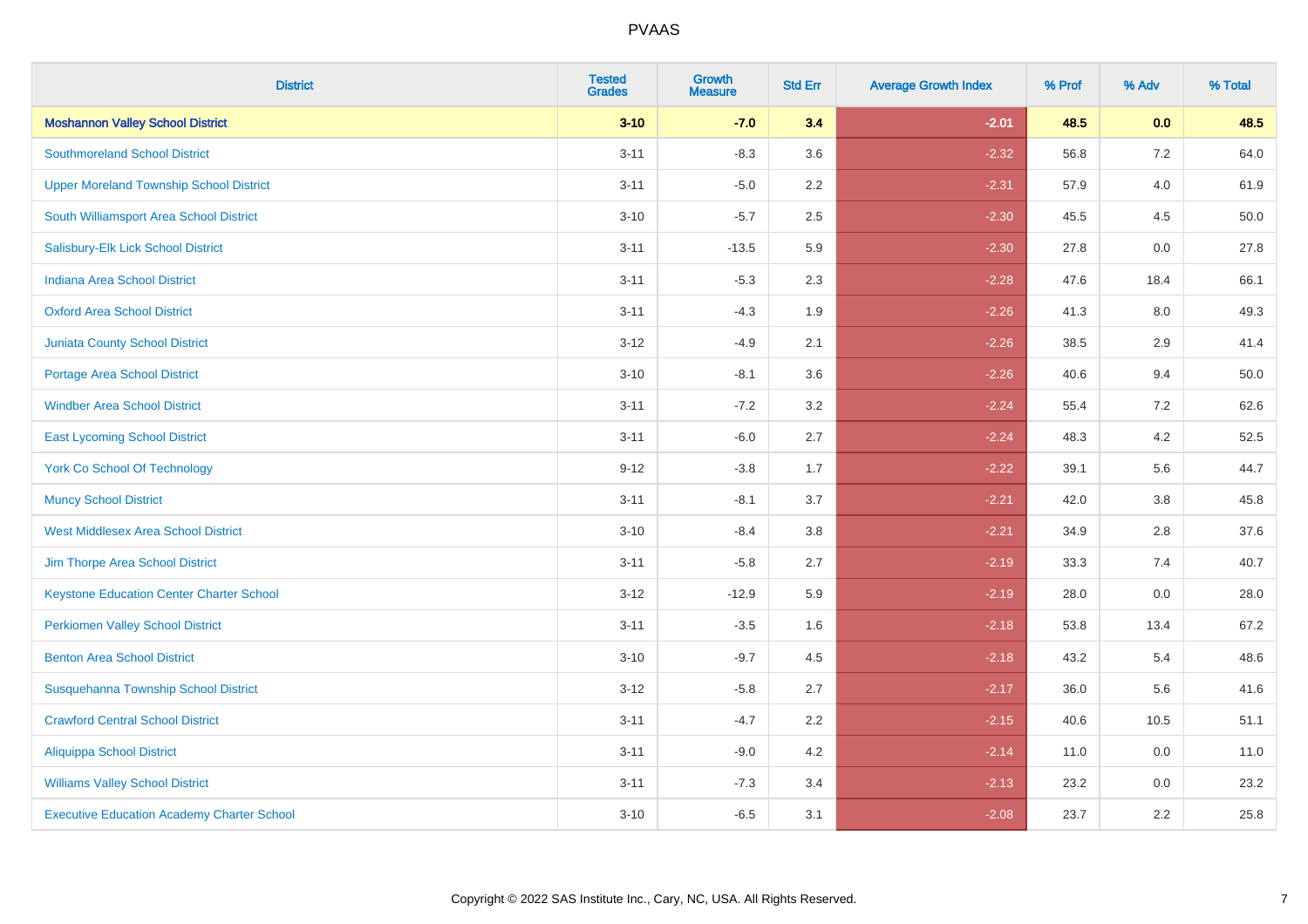| District | Tested Grades | Growth Measure | Std Err | Average Growth Index | % Prof | % Adv | % Total |
|---|---|---|---|---|---|---|---|
| **Moshannon Valley School District** | **3-10** | **-7.0** | **3.4** | **-2.01** | **48.5** | **0.0** | **48.5** |
| Southmoreland School District | 3-11 | -8.3 | 3.6 | -2.32 | 56.8 | 7.2 | 64.0 |
| Upper Moreland Township School District | 3-11 | -5.0 | 2.2 | -2.31 | 57.9 | 4.0 | 61.9 |
| South Williamsport Area School District | 3-10 | -5.7 | 2.5 | -2.30 | 45.5 | 4.5 | 50.0 |
| Salisbury-Elk Lick School District | 3-11 | -13.5 | 5.9 | -2.30 | 27.8 | 0.0 | 27.8 |
| Indiana Area School District | 3-11 | -5.3 | 2.3 | -2.28 | 47.6 | 18.4 | 66.1 |
| Oxford Area School District | 3-11 | -4.3 | 1.9 | -2.26 | 41.3 | 8.0 | 49.3 |
| Juniata County School District | 3-12 | -4.9 | 2.1 | -2.26 | 38.5 | 2.9 | 41.4 |
| Portage Area School District | 3-10 | -8.1 | 3.6 | -2.26 | 40.6 | 9.4 | 50.0 |
| Windber Area School District | 3-11 | -7.2 | 3.2 | -2.24 | 55.4 | 7.2 | 62.6 |
| East Lycoming School District | 3-11 | -6.0 | 2.7 | -2.24 | 48.3 | 4.2 | 52.5 |
| York Co School Of Technology | 9-12 | -3.8 | 1.7 | -2.22 | 39.1 | 5.6 | 44.7 |
| Muncy School District | 3-11 | -8.1 | 3.7 | -2.21 | 42.0 | 3.8 | 45.8 |
| West Middlesex Area School District | 3-10 | -8.4 | 3.8 | -2.21 | 34.9 | 2.8 | 37.6 |
| Jim Thorpe Area School District | 3-11 | -5.8 | 2.7 | -2.19 | 33.3 | 7.4 | 40.7 |
| Keystone Education Center Charter School | 3-12 | -12.9 | 5.9 | -2.19 | 28.0 | 0.0 | 28.0 |
| Perkiomen Valley School District | 3-11 | -3.5 | 1.6 | -2.18 | 53.8 | 13.4 | 67.2 |
| Benton Area School District | 3-10 | -9.7 | 4.5 | -2.18 | 43.2 | 5.4 | 48.6 |
| Susquehanna Township School District | 3-12 | -5.8 | 2.7 | -2.17 | 36.0 | 5.6 | 41.6 |
| Crawford Central School District | 3-11 | -4.7 | 2.2 | -2.15 | 40.6 | 10.5 | 51.1 |
| Aliquippa School District | 3-11 | -9.0 | 4.2 | -2.14 | 11.0 | 0.0 | 11.0 |
| Williams Valley School District | 3-11 | -7.3 | 3.4 | -2.13 | 23.2 | 0.0 | 23.2 |
| Executive Education Academy Charter School | 3-10 | -6.5 | 3.1 | -2.08 | 23.7 | 2.2 | 25.8 |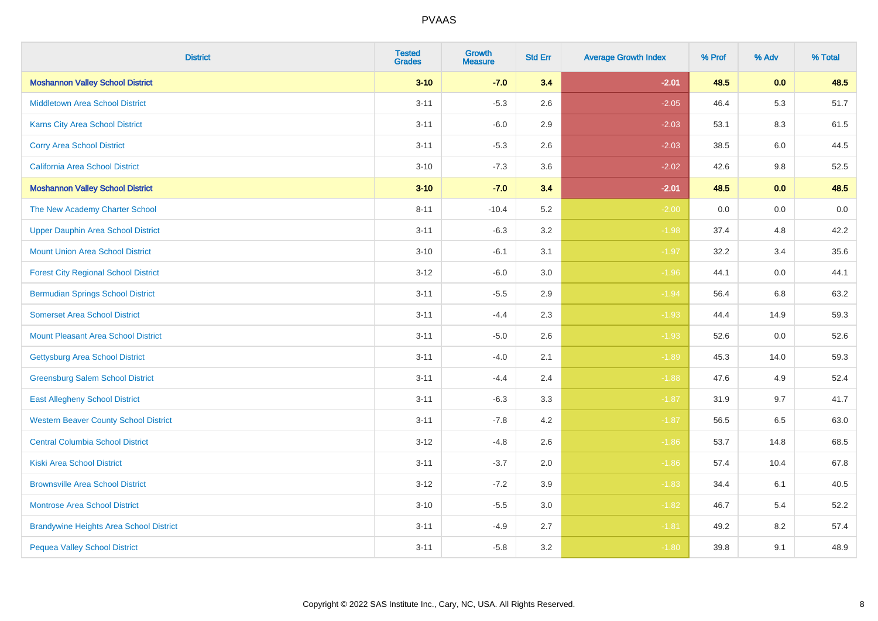| District | Tested Grades | Growth Measure | Std Err | Average Growth Index | % Prof | % Adv | % Total |
|---|---|---|---|---|---|---|---|
| **Moshannon Valley School District** | **3-10** | **-7.0** | **3.4** | **-2.01** | **48.5** | **0.0** | **48.5** |
| Middletown Area School District | 3-11 | -5.3 | 2.6 | -2.05 | 46.4 | 5.3 | 51.7 |
| Karns City Area School District | 3-11 | -6.0 | 2.9 | -2.03 | 53.1 | 8.3 | 61.5 |
| Corry Area School District | 3-11 | -5.3 | 2.6 | -2.03 | 38.5 | 6.0 | 44.5 |
| California Area School District | 3-10 | -7.3 | 3.6 | -2.02 | 42.6 | 9.8 | 52.5 |
| **Moshannon Valley School District** | **3-10** | **-7.0** | **3.4** | **-2.01** | **48.5** | **0.0** | **48.5** |
| The New Academy Charter School | 8-11 | -10.4 | 5.2 | -2.00 | 0.0 | 0.0 | 0.0 |
| Upper Dauphin Area School District | 3-11 | -6.3 | 3.2 | -1.98 | 37.4 | 4.8 | 42.2 |
| Mount Union Area School District | 3-10 | -6.1 | 3.1 | -1.97 | 32.2 | 3.4 | 35.6 |
| Forest City Regional School District | 3-12 | -6.0 | 3.0 | -1.96 | 44.1 | 0.0 | 44.1 |
| Bermudian Springs School District | 3-11 | -5.5 | 2.9 | -1.94 | 56.4 | 6.8 | 63.2 |
| Somerset Area School District | 3-11 | -4.4 | 2.3 | -1.93 | 44.4 | 14.9 | 59.3 |
| Mount Pleasant Area School District | 3-11 | -5.0 | 2.6 | -1.93 | 52.6 | 0.0 | 52.6 |
| Gettysburg Area School District | 3-11 | -4.0 | 2.1 | -1.89 | 45.3 | 14.0 | 59.3 |
| Greensburg Salem School District | 3-11 | -4.4 | 2.4 | -1.88 | 47.6 | 4.9 | 52.4 |
| East Allegheny School District | 3-11 | -6.3 | 3.3 | -1.87 | 31.9 | 9.7 | 41.7 |
| Western Beaver County School District | 3-11 | -7.8 | 4.2 | -1.87 | 56.5 | 6.5 | 63.0 |
| Central Columbia School District | 3-12 | -4.8 | 2.6 | -1.86 | 53.7 | 14.8 | 68.5 |
| Kiski Area School District | 3-11 | -3.7 | 2.0 | -1.86 | 57.4 | 10.4 | 67.8 |
| Brownsville Area School District | 3-12 | -7.2 | 3.9 | -1.83 | 34.4 | 6.1 | 40.5 |
| Montrose Area School District | 3-10 | -5.5 | 3.0 | -1.82 | 46.7 | 5.4 | 52.2 |
| Brandywine Heights Area School District | 3-11 | -4.9 | 2.7 | -1.81 | 49.2 | 8.2 | 57.4 |
| Pequea Valley School District | 3-11 | -5.8 | 3.2 | -1.80 | 39.8 | 9.1 | 48.9 |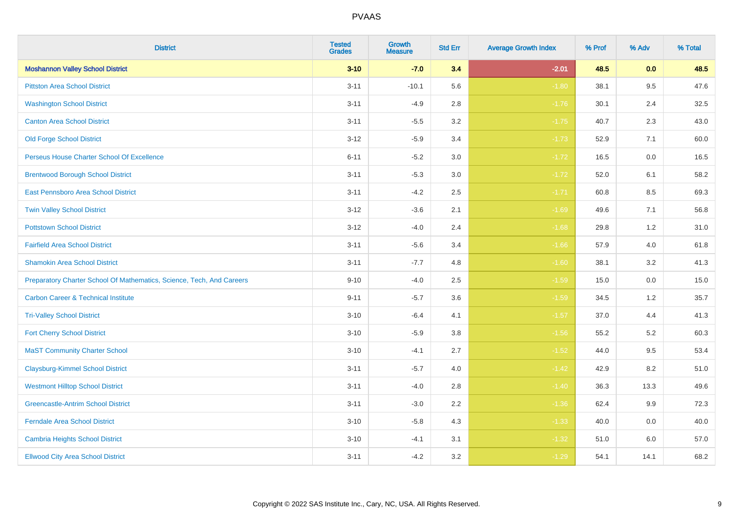# PVAAS

| District | Tested Grades | Growth Measure | Std Err | Average Growth Index | % Prof | % Adv | % Total |
|---|---|---|---|---|---|---|---|
| **Moshannon Valley School District** | **3-10** | **-7.0** | **3.4** | **-2.01** | **48.5** | **0.0** | **48.5** |
| Pittston Area School District | 3-11 | -10.1 | 5.6 | -1.80 | 38.1 | 9.5 | 47.6 |
| Washington School District | 3-11 | -4.9 | 2.8 | -1.76 | 30.1 | 2.4 | 32.5 |
| Canton Area School District | 3-11 | -5.5 | 3.2 | -1.75 | 40.7 | 2.3 | 43.0 |
| Old Forge School District | 3-12 | -5.9 | 3.4 | -1.73 | 52.9 | 7.1 | 60.0 |
| Perseus House Charter School Of Excellence | 6-11 | -5.2 | 3.0 | -1.72 | 16.5 | 0.0 | 16.5 |
| Brentwood Borough School District | 3-11 | -5.3 | 3.0 | -1.72 | 52.0 | 6.1 | 58.2 |
| East Pennsboro Area School District | 3-11 | -4.2 | 2.5 | -1.71 | 60.8 | 8.5 | 69.3 |
| Twin Valley School District | 3-12 | -3.6 | 2.1 | -1.69 | 49.6 | 7.1 | 56.8 |
| Pottstown School District | 3-12 | -4.0 | 2.4 | -1.68 | 29.8 | 1.2 | 31.0 |
| Fairfield Area School District | 3-11 | -5.6 | 3.4 | -1.66 | 57.9 | 4.0 | 61.8 |
| Shamokin Area School District | 3-11 | -7.7 | 4.8 | -1.60 | 38.1 | 3.2 | 41.3 |
| Preparatory Charter School Of Mathematics, Science, Tech, And Careers | 9-10 | -4.0 | 2.5 | -1.59 | 15.0 | 0.0 | 15.0 |
| Carbon Career & Technical Institute | 9-11 | -5.7 | 3.6 | -1.59 | 34.5 | 1.2 | 35.7 |
| Tri-Valley School District | 3-10 | -6.4 | 4.1 | -1.57 | 37.0 | 4.4 | 41.3 |
| Fort Cherry School District | 3-10 | -5.9 | 3.8 | -1.56 | 55.2 | 5.2 | 60.3 |
| MaST Community Charter School | 3-10 | -4.1 | 2.7 | -1.52 | 44.0 | 9.5 | 53.4 |
| Claysburg-Kimmel School District | 3-11 | -5.7 | 4.0 | -1.42 | 42.9 | 8.2 | 51.0 |
| Westmont Hilltop School District | 3-11 | -4.0 | 2.8 | -1.40 | 36.3 | 13.3 | 49.6 |
| Greencastle-Antrim School District | 3-11 | -3.0 | 2.2 | -1.36 | 62.4 | 9.9 | 72.3 |
| Ferndale Area School District | 3-10 | -5.8 | 4.3 | -1.33 | 40.0 | 0.0 | 40.0 |
| Cambria Heights School District | 3-10 | -4.1 | 3.1 | -1.32 | 51.0 | 6.0 | 57.0 |
| Ellwood City Area School District | 3-11 | -4.2 | 3.2 | -1.29 | 54.1 | 14.1 | 68.2 |

Copyright © 2022 SAS Institute Inc., Cary, NC, USA. All Rights Reserved.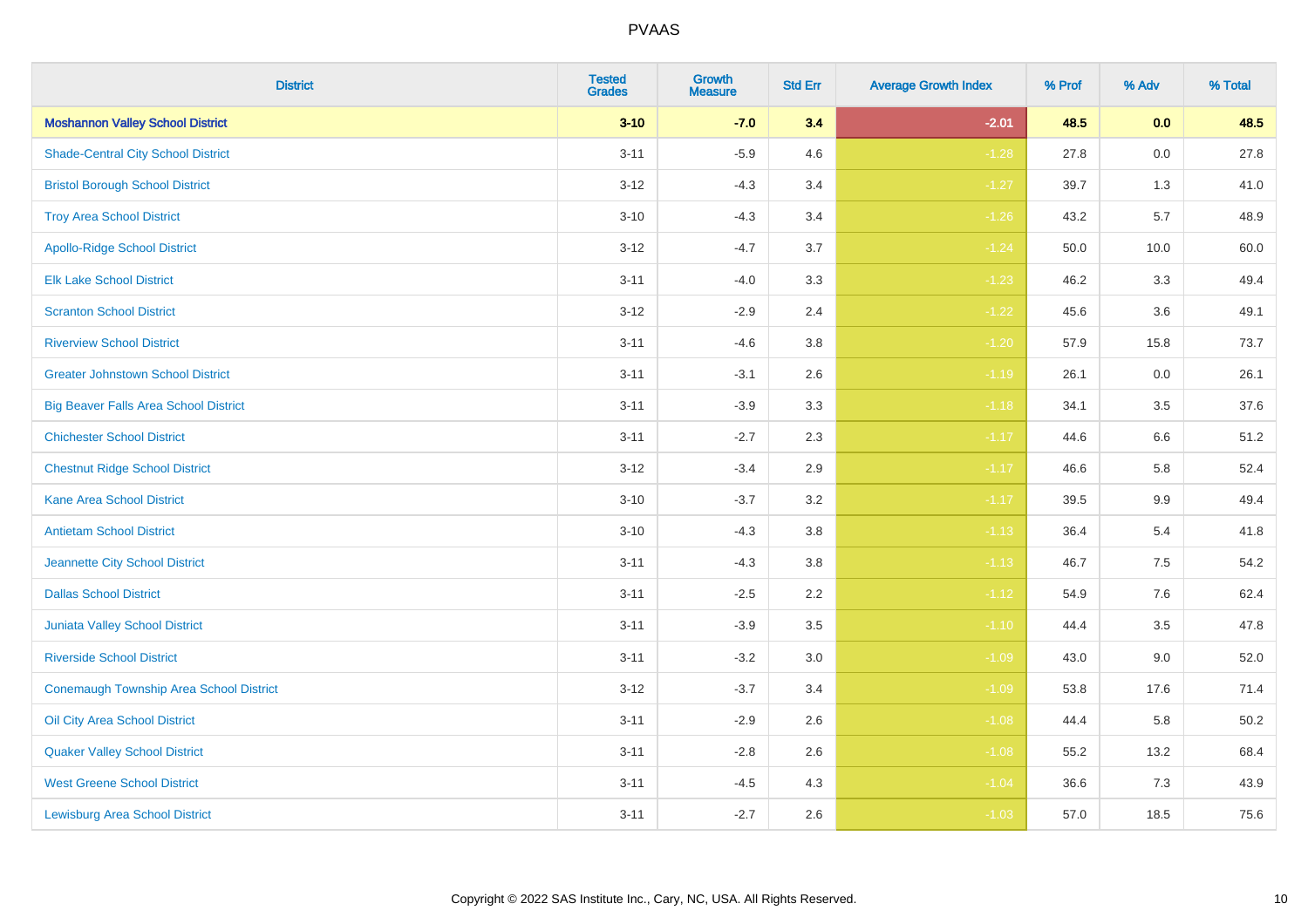| District | Tested Grades | Growth Measure | Std Err | Average Growth Index | % Prof | % Adv | % Total |
|---|---|---|---|---|---|---|---|
| **Moshannon Valley School District** | **3-10** | **-7.0** | **3.4** | **-2.01** | **48.5** | **0.0** | **48.5** |
| Shade-Central City School District | 3-11 | -5.9 | 4.6 | -1.28 | 27.8 | 0.0 | 27.8 |
| Bristol Borough School District | 3-12 | -4.3 | 3.4 | -1.27 | 39.7 | 1.3 | 41.0 |
| Troy Area School District | 3-10 | -4.3 | 3.4 | -1.26 | 43.2 | 5.7 | 48.9 |
| Apollo-Ridge School District | 3-12 | -4.7 | 3.7 | -1.24 | 50.0 | 10.0 | 60.0 |
| Elk Lake School District | 3-11 | -4.0 | 3.3 | -1.23 | 46.2 | 3.3 | 49.4 |
| Scranton School District | 3-12 | -2.9 | 2.4 | -1.22 | 45.6 | 3.6 | 49.1 |
| Riverview School District | 3-11 | -4.6 | 3.8 | -1.20 | 57.9 | 15.8 | 73.7 |
| Greater Johnstown School District | 3-11 | -3.1 | 2.6 | -1.19 | 26.1 | 0.0 | 26.1 |
| Big Beaver Falls Area School District | 3-11 | -3.9 | 3.3 | -1.18 | 34.1 | 3.5 | 37.6 |
| Chichester School District | 3-11 | -2.7 | 2.3 | -1.17 | 44.6 | 6.6 | 51.2 |
| Chestnut Ridge School District | 3-12 | -3.4 | 2.9 | -1.17 | 46.6 | 5.8 | 52.4 |
| Kane Area School District | 3-10 | -3.7 | 3.2 | -1.17 | 39.5 | 9.9 | 49.4 |
| Antietam School District | 3-10 | -4.3 | 3.8 | -1.13 | 36.4 | 5.4 | 41.8 |
| Jeannette City School District | 3-11 | -4.3 | 3.8 | -1.13 | 46.7 | 7.5 | 54.2 |
| Dallas School District | 3-11 | -2.5 | 2.2 | -1.12 | 54.9 | 7.6 | 62.4 |
| Juniata Valley School District | 3-11 | -3.9 | 3.5 | -1.10 | 44.4 | 3.5 | 47.8 |
| Riverside School District | 3-11 | -3.2 | 3.0 | -1.09 | 43.0 | 9.0 | 52.0 |
| Conemaugh Township Area School District | 3-12 | -3.7 | 3.4 | -1.09 | 53.8 | 17.6 | 71.4 |
| Oil City Area School District | 3-11 | -2.9 | 2.6 | -1.08 | 44.4 | 5.8 | 50.2 |
| Quaker Valley School District | 3-11 | -2.8 | 2.6 | -1.08 | 55.2 | 13.2 | 68.4 |
| West Greene School District | 3-11 | -4.5 | 4.3 | -1.04 | 36.6 | 7.3 | 43.9 |
| Lewisburg Area School District | 3-11 | -2.7 | 2.6 | -1.03 | 57.0 | 18.5 | 75.6 |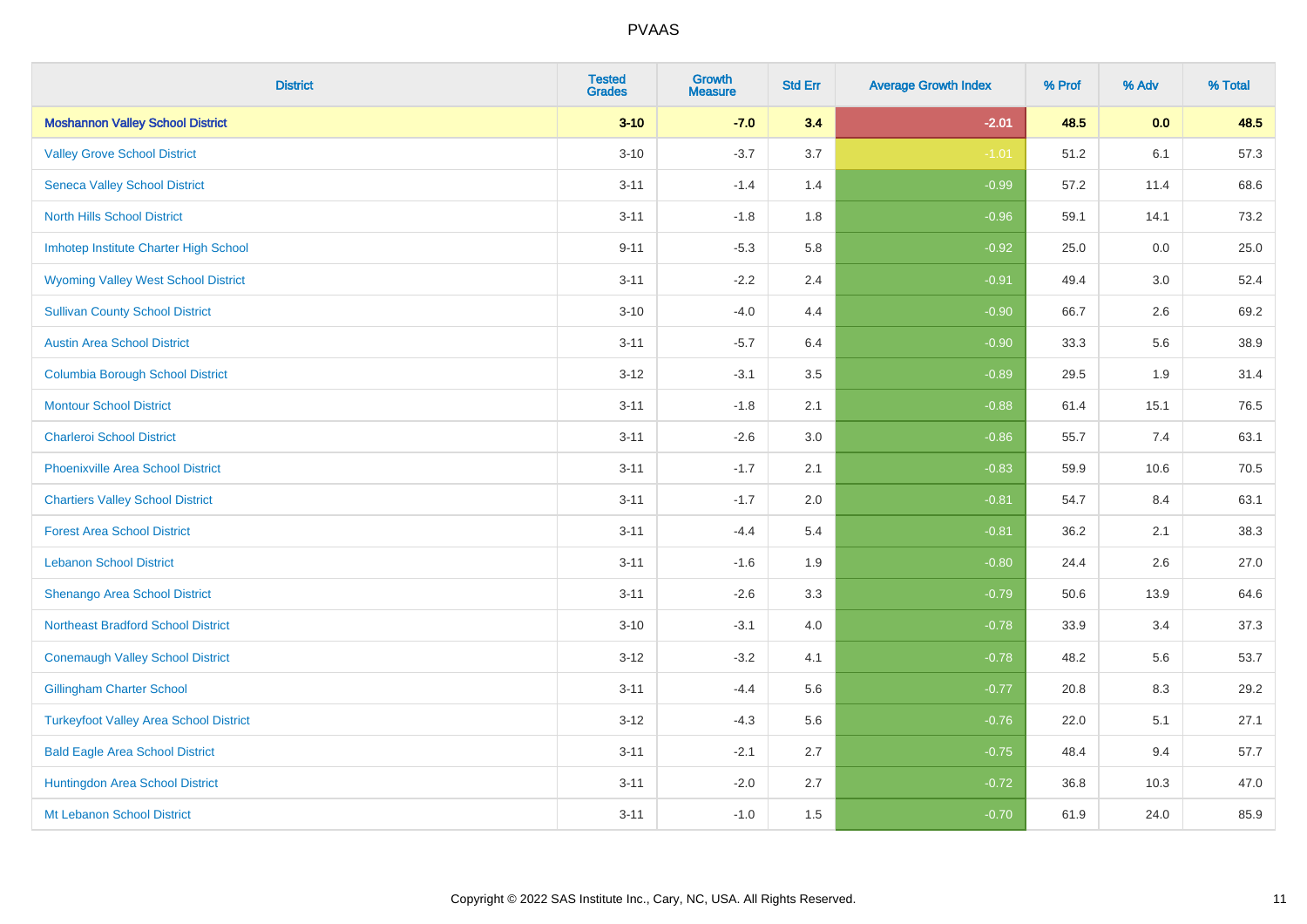| District | Tested Grades | Growth Measure | Std Err | Average Growth Index | % Prof | % Adv | % Total |
|---|---|---|---|---|---|---|---|
| **Moshannon Valley School District** | **3-10** | **-7.0** | **3.4** | **-2.01** | **48.5** | **0.0** | **48.5** |
| Valley Grove School District | 3-10 | -3.7 | 3.7 | -1.01 | 51.2 | 6.1 | 57.3 |
| Seneca Valley School District | 3-11 | -1.4 | 1.4 | -0.99 | 57.2 | 11.4 | 68.6 |
| North Hills School District | 3-11 | -1.8 | 1.8 | -0.96 | 59.1 | 14.1 | 73.2 |
| Imhotep Institute Charter High School | 9-11 | -5.3 | 5.8 | -0.92 | 25.0 | 0.0 | 25.0 |
| Wyoming Valley West School District | 3-11 | -2.2 | 2.4 | -0.91 | 49.4 | 3.0 | 52.4 |
| Sullivan County School District | 3-10 | -4.0 | 4.4 | -0.90 | 66.7 | 2.6 | 69.2 |
| Austin Area School District | 3-11 | -5.7 | 6.4 | -0.90 | 33.3 | 5.6 | 38.9 |
| Columbia Borough School District | 3-12 | -3.1 | 3.5 | -0.89 | 29.5 | 1.9 | 31.4 |
| Montour School District | 3-11 | -1.8 | 2.1 | -0.88 | 61.4 | 15.1 | 76.5 |
| Charleroi School District | 3-11 | -2.6 | 3.0 | -0.86 | 55.7 | 7.4 | 63.1 |
| Phoenixville Area School District | 3-11 | -1.7 | 2.1 | -0.83 | 59.9 | 10.6 | 70.5 |
| Chartiers Valley School District | 3-11 | -1.7 | 2.0 | -0.81 | 54.7 | 8.4 | 63.1 |
| Forest Area School District | 3-11 | -4.4 | 5.4 | -0.81 | 36.2 | 2.1 | 38.3 |
| Lebanon School District | 3-11 | -1.6 | 1.9 | -0.80 | 24.4 | 2.6 | 27.0 |
| Shenango Area School District | 3-11 | -2.6 | 3.3 | -0.79 | 50.6 | 13.9 | 64.6 |
| Northeast Bradford School District | 3-10 | -3.1 | 4.0 | -0.78 | 33.9 | 3.4 | 37.3 |
| Conemaugh Valley School District | 3-12 | -3.2 | 4.1 | -0.78 | 48.2 | 5.6 | 53.7 |
| Gillingham Charter School | 3-11 | -4.4 | 5.6 | -0.77 | 20.8 | 8.3 | 29.2 |
| Turkeyfoot Valley Area School District | 3-12 | -4.3 | 5.6 | -0.76 | 22.0 | 5.1 | 27.1 |
| Bald Eagle Area School District | 3-11 | -2.1 | 2.7 | -0.75 | 48.4 | 9.4 | 57.7 |
| Huntingdon Area School District | 3-11 | -2.0 | 2.7 | -0.72 | 36.8 | 10.3 | 47.0 |
| Mt Lebanon School District | 3-11 | -1.0 | 1.5 | -0.70 | 61.9 | 24.0 | 85.9 |

Copyright © 2022 SAS Institute Inc., Cary, NC, USA. All Rights Reserved.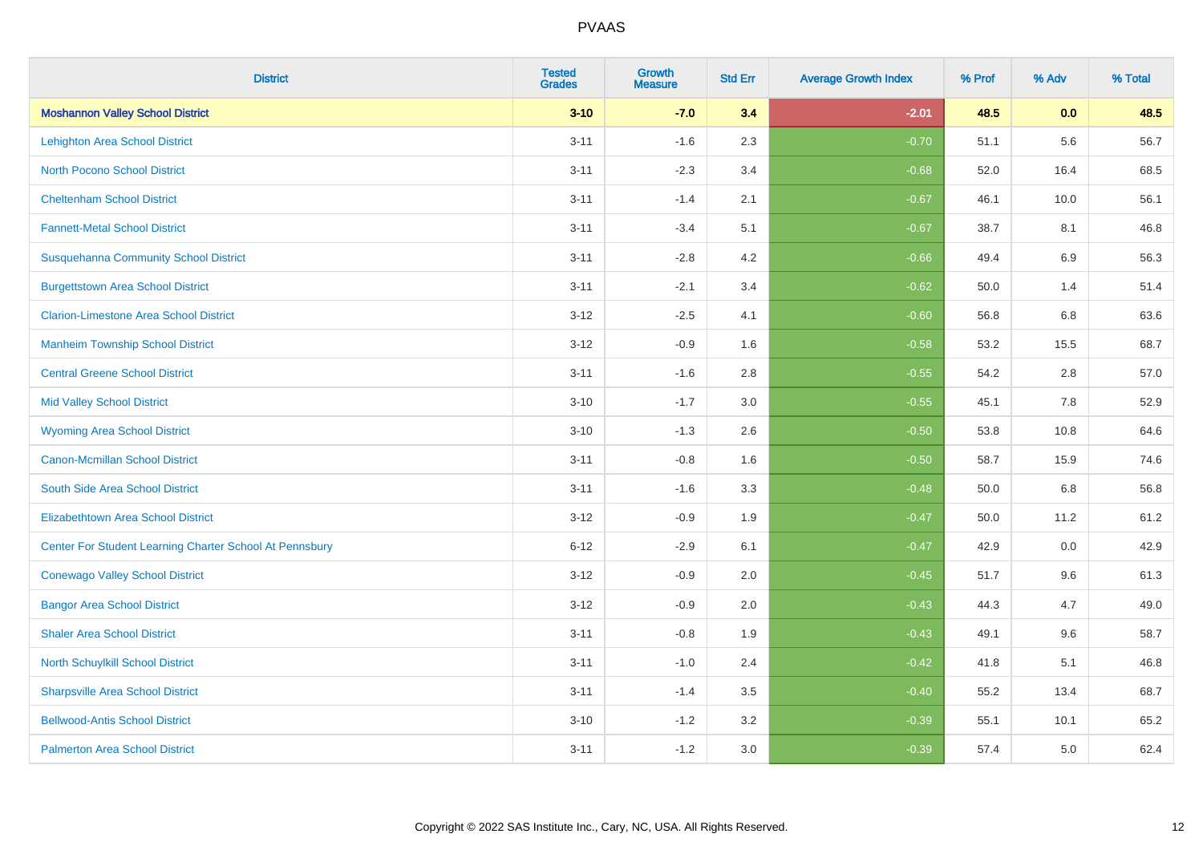# PVAAS

| District | Tested Grades | Growth Measure | Std Err | Average Growth Index | % Prof | % Adv | % Total |
|---|---|---|---|---|---|---|---|
| **Moshannon Valley School District** | **3-10** | **-7.0** | **3.4** | **-2.01** | **48.5** | **0.0** | **48.5** |
| Lehighton Area School District | 3-11 | -1.6 | 2.3 | -0.70 | 51.1 | 5.6 | 56.7 |
| North Pocono School District | 3-11 | -2.3 | 3.4 | -0.68 | 52.0 | 16.4 | 68.5 |
| Cheltenham School District | 3-11 | -1.4 | 2.1 | -0.67 | 46.1 | 10.0 | 56.1 |
| Fannett-Metal School District | 3-11 | -3.4 | 5.1 | -0.67 | 38.7 | 8.1 | 46.8 |
| Susquehanna Community School District | 3-11 | -2.8 | 4.2 | -0.66 | 49.4 | 6.9 | 56.3 |
| Burgettstown Area School District | 3-11 | -2.1 | 3.4 | -0.62 | 50.0 | 1.4 | 51.4 |
| Clarion-Limestone Area School District | 3-12 | -2.5 | 4.1 | -0.60 | 56.8 | 6.8 | 63.6 |
| Manheim Township School District | 3-12 | -0.9 | 1.6 | -0.58 | 53.2 | 15.5 | 68.7 |
| Central Greene School District | 3-11 | -1.6 | 2.8 | -0.55 | 54.2 | 2.8 | 57.0 |
| Mid Valley School District | 3-10 | -1.7 | 3.0 | -0.55 | 45.1 | 7.8 | 52.9 |
| Wyoming Area School District | 3-10 | -1.3 | 2.6 | -0.50 | 53.8 | 10.8 | 64.6 |
| Canon-Mcmillan School District | 3-11 | -0.8 | 1.6 | -0.50 | 58.7 | 15.9 | 74.6 |
| South Side Area School District | 3-11 | -1.6 | 3.3 | -0.48 | 50.0 | 6.8 | 56.8 |
| Elizabethtown Area School District | 3-12 | -0.9 | 1.9 | -0.47 | 50.0 | 11.2 | 61.2 |
| Center For Student Learning Charter School At Pennsbury | 6-12 | -2.9 | 6.1 | -0.47 | 42.9 | 0.0 | 42.9 |
| Conewago Valley School District | 3-12 | -0.9 | 2.0 | -0.45 | 51.7 | 9.6 | 61.3 |
| Bangor Area School District | 3-12 | -0.9 | 2.0 | -0.43 | 44.3 | 4.7 | 49.0 |
| Shaler Area School District | 3-11 | -0.8 | 1.9 | -0.43 | 49.1 | 9.6 | 58.7 |
| North Schuylkill School District | 3-11 | -1.0 | 2.4 | -0.42 | 41.8 | 5.1 | 46.8 |
| Sharpsville Area School District | 3-11 | -1.4 | 3.5 | -0.40 | 55.2 | 13.4 | 68.7 |
| Bellwood-Antis School District | 3-10 | -1.2 | 3.2 | -0.39 | 55.1 | 10.1 | 65.2 |
| Palmerton Area School District | 3-11 | -1.2 | 3.0 | -0.39 | 57.4 | 5.0 | 62.4 |

Copyright © 2022 SAS Institute Inc., Cary, NC, USA. All Rights Reserved.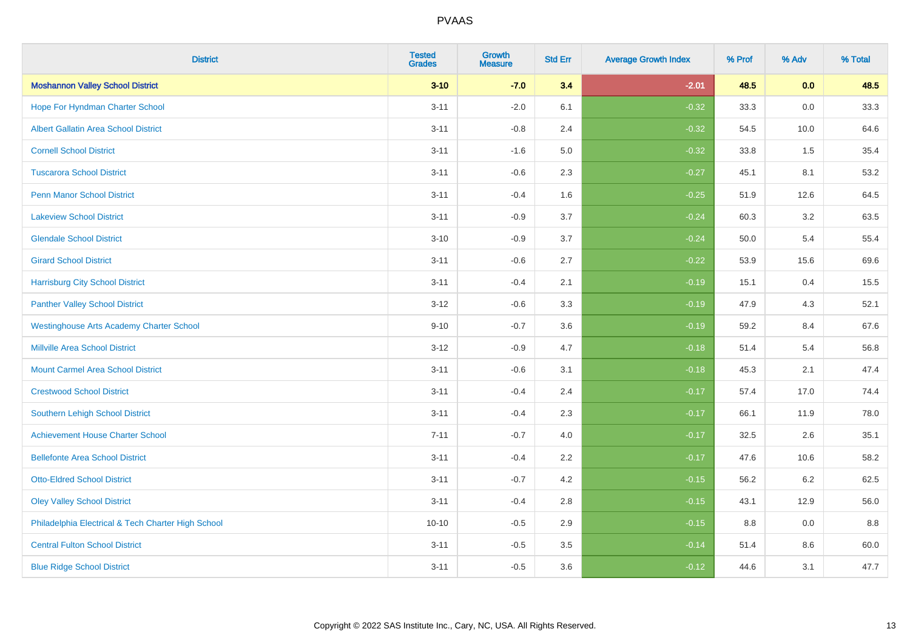| District | Tested Grades | Growth Measure | Std Err | Average Growth Index | % Prof | % Adv | % Total |
|---|---|---|---|---|---|---|---|
| **Moshannon Valley School District** | **3-10** | **-7.0** | **3.4** | **-2.01** | **48.5** | **0.0** | **48.5** |
| Hope For Hyndman Charter School | 3-11 | -2.0 | 6.1 | -0.32 | 33.3 | 0.0 | 33.3 |
| Albert Gallatin Area School District | 3-11 | -0.8 | 2.4 | -0.32 | 54.5 | 10.0 | 64.6 |
| Cornell School District | 3-11 | -1.6 | 5.0 | -0.32 | 33.8 | 1.5 | 35.4 |
| Tuscarora School District | 3-11 | -0.6 | 2.3 | -0.27 | 45.1 | 8.1 | 53.2 |
| Penn Manor School District | 3-11 | -0.4 | 1.6 | -0.25 | 51.9 | 12.6 | 64.5 |
| Lakeview School District | 3-11 | -0.9 | 3.7 | -0.24 | 60.3 | 3.2 | 63.5 |
| Glendale School District | 3-10 | -0.9 | 3.7 | -0.24 | 50.0 | 5.4 | 55.4 |
| Girard School District | 3-11 | -0.6 | 2.7 | -0.22 | 53.9 | 15.6 | 69.6 |
| Harrisburg City School District | 3-11 | -0.4 | 2.1 | -0.19 | 15.1 | 0.4 | 15.5 |
| Panther Valley School District | 3-12 | -0.6 | 3.3 | -0.19 | 47.9 | 4.3 | 52.1 |
| Westinghouse Arts Academy Charter School | 9-10 | -0.7 | 3.6 | -0.19 | 59.2 | 8.4 | 67.6 |
| Millville Area School District | 3-12 | -0.9 | 4.7 | -0.18 | 51.4 | 5.4 | 56.8 |
| Mount Carmel Area School District | 3-11 | -0.6 | 3.1 | -0.18 | 45.3 | 2.1 | 47.4 |
| Crestwood School District | 3-11 | -0.4 | 2.4 | -0.17 | 57.4 | 17.0 | 74.4 |
| Southern Lehigh School District | 3-11 | -0.4 | 2.3 | -0.17 | 66.1 | 11.9 | 78.0 |
| Achievement House Charter School | 7-11 | -0.7 | 4.0 | -0.17 | 32.5 | 2.6 | 35.1 |
| Bellefonte Area School District | 3-11 | -0.4 | 2.2 | -0.17 | 47.6 | 10.6 | 58.2 |
| Otto-Eldred School District | 3-11 | -0.7 | 4.2 | -0.15 | 56.2 | 6.2 | 62.5 |
| Oley Valley School District | 3-11 | -0.4 | 2.8 | -0.15 | 43.1 | 12.9 | 56.0 |
| Philadelphia Electrical & Tech Charter High School | 10-10 | -0.5 | 2.9 | -0.15 | 8.8 | 0.0 | 8.8 |
| Central Fulton School District | 3-11 | -0.5 | 3.5 | -0.14 | 51.4 | 8.6 | 60.0 |
| Blue Ridge School District | 3-11 | -0.5 | 3.6 | -0.12 | 44.6 | 3.1 | 47.7 |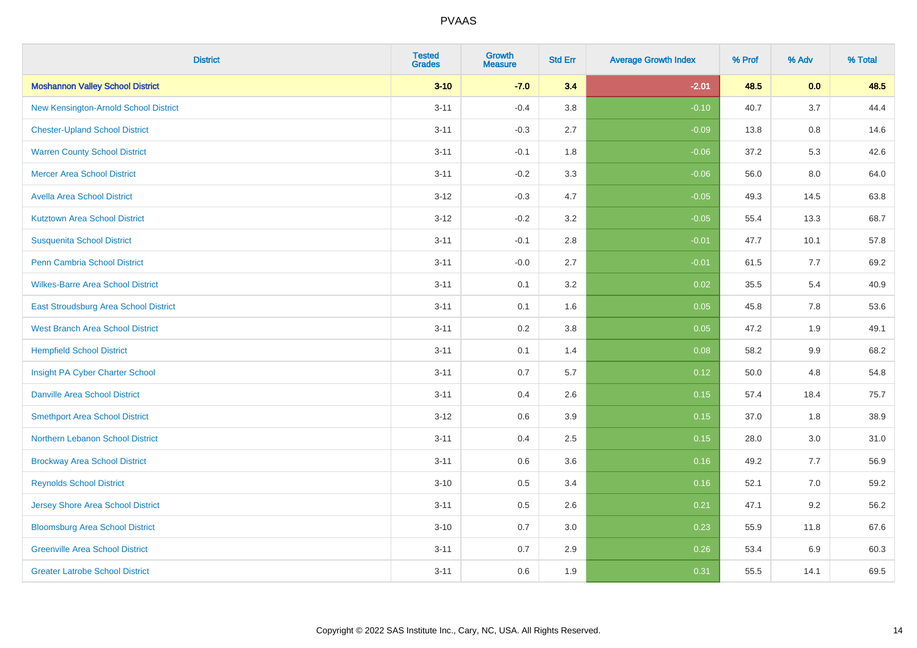# PVAAS

| District | Tested Grades | Growth Measure | Std Err | Average Growth Index | % Prof | % Adv | % Total |
|---|---|---|---|---|---|---|---|
| **Moshannon Valley School District** | **3-10** | **-7.0** | **3.4** | **-2.01** | **48.5** | **0.0** | **48.5** |
| New Kensington-Arnold School District | 3-11 | -0.4 | 3.8 | -0.10 | 40.7 | 3.7 | 44.4 |
| Chester-Upland School District | 3-11 | -0.3 | 2.7 | -0.09 | 13.8 | 0.8 | 14.6 |
| Warren County School District | 3-11 | -0.1 | 1.8 | -0.06 | 37.2 | 5.3 | 42.6 |
| Mercer Area School District | 3-11 | -0.2 | 3.3 | -0.06 | 56.0 | 8.0 | 64.0 |
| Avella Area School District | 3-12 | -0.3 | 4.7 | -0.05 | 49.3 | 14.5 | 63.8 |
| Kutztown Area School District | 3-12 | -0.2 | 3.2 | -0.05 | 55.4 | 13.3 | 68.7 |
| Susquenita School District | 3-11 | -0.1 | 2.8 | -0.01 | 47.7 | 10.1 | 57.8 |
| Penn Cambria School District | 3-11 | -0.0 | 2.7 | -0.01 | 61.5 | 7.7 | 69.2 |
| Wilkes-Barre Area School District | 3-11 | 0.1 | 3.2 | 0.02 | 35.5 | 5.4 | 40.9 |
| East Stroudsburg Area School District | 3-11 | 0.1 | 1.6 | 0.05 | 45.8 | 7.8 | 53.6 |
| West Branch Area School District | 3-11 | 0.2 | 3.8 | 0.05 | 47.2 | 1.9 | 49.1 |
| Hempfield School District | 3-11 | 0.1 | 1.4 | 0.08 | 58.2 | 9.9 | 68.2 |
| Insight PA Cyber Charter School | 3-11 | 0.7 | 5.7 | 0.12 | 50.0 | 4.8 | 54.8 |
| Danville Area School District | 3-11 | 0.4 | 2.6 | 0.15 | 57.4 | 18.4 | 75.7 |
| Smethport Area School District | 3-12 | 0.6 | 3.9 | 0.15 | 37.0 | 1.8 | 38.9 |
| Northern Lebanon School District | 3-11 | 0.4 | 2.5 | 0.15 | 28.0 | 3.0 | 31.0 |
| Brockway Area School District | 3-11 | 0.6 | 3.6 | 0.16 | 49.2 | 7.7 | 56.9 |
| Reynolds School District | 3-10 | 0.5 | 3.4 | 0.16 | 52.1 | 7.0 | 59.2 |
| Jersey Shore Area School District | 3-11 | 0.5 | 2.6 | 0.21 | 47.1 | 9.2 | 56.2 |
| Bloomsburg Area School District | 3-10 | 0.7 | 3.0 | 0.23 | 55.9 | 11.8 | 67.6 |
| Greenville Area School District | 3-11 | 0.7 | 2.9 | 0.26 | 53.4 | 6.9 | 60.3 |
| Greater Latrobe School District | 3-11 | 0.6 | 1.9 | 0.31 | 55.5 | 14.1 | 69.5 |

Copyright © 2022 SAS Institute Inc., Cary, NC, USA. All Rights Reserved.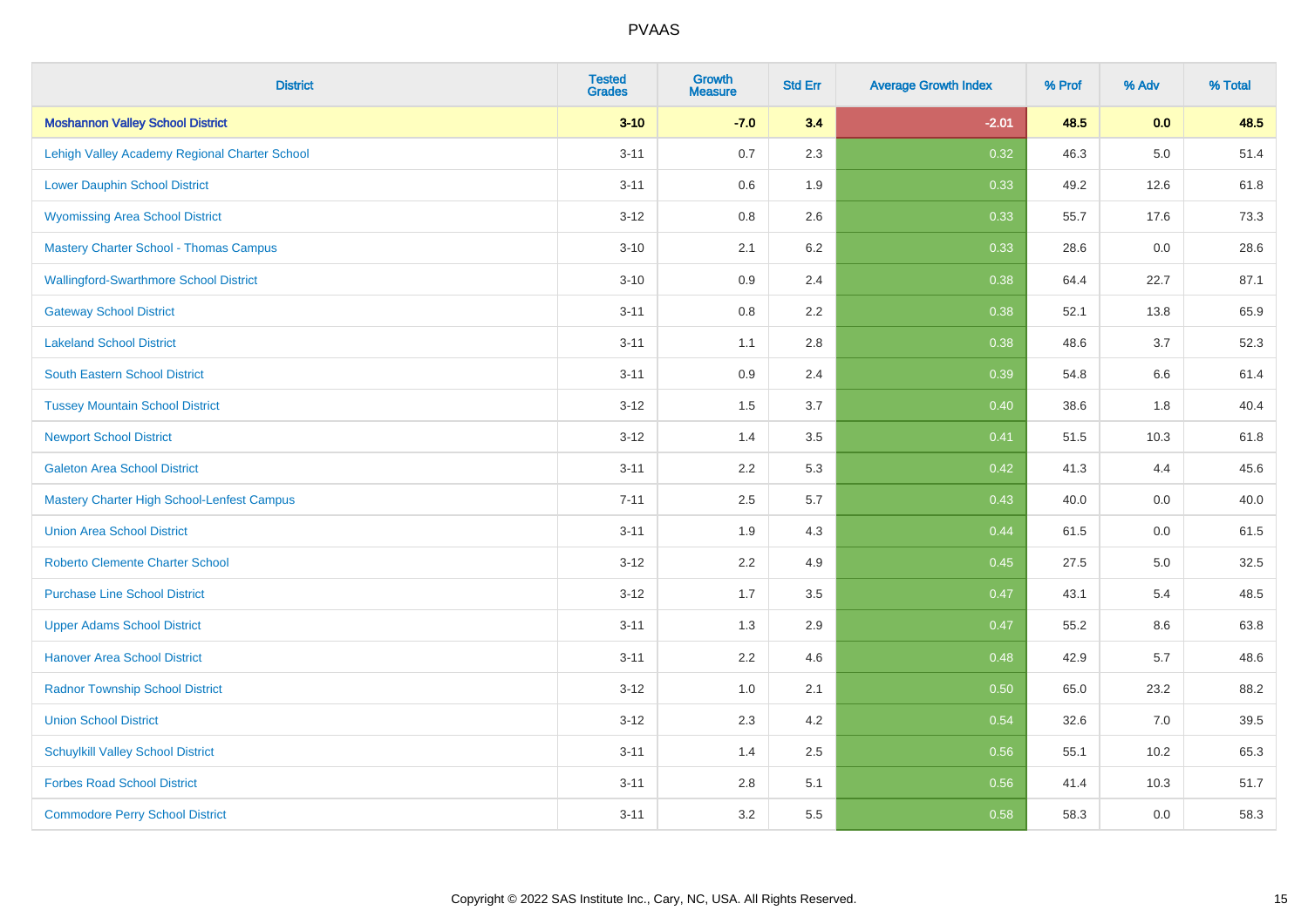PVAAS

| District | Tested Grades | Growth Measure | Std Err | Average Growth Index | % Prof | % Adv | % Total |
|---|---|---|---|---|---|---|---|
| **Moshannon Valley School District** | **3-10** | **-7.0** | **3.4** | **-2.01** | **48.5** | **0.0** | **48.5** |
| Lehigh Valley Academy Regional Charter School | 3-11 | 0.7 | 2.3 | 0.32 | 46.3 | 5.0 | 51.4 |
| Lower Dauphin School District | 3-11 | 0.6 | 1.9 | 0.33 | 49.2 | 12.6 | 61.8 |
| Wyomissing Area School District | 3-12 | 0.8 | 2.6 | 0.33 | 55.7 | 17.6 | 73.3 |
| Mastery Charter School - Thomas Campus | 3-10 | 2.1 | 6.2 | 0.33 | 28.6 | 0.0 | 28.6 |
| Wallingford-Swarthmore School District | 3-10 | 0.9 | 2.4 | 0.38 | 64.4 | 22.7 | 87.1 |
| Gateway School District | 3-11 | 0.8 | 2.2 | 0.38 | 52.1 | 13.8 | 65.9 |
| Lakeland School District | 3-11 | 1.1 | 2.8 | 0.38 | 48.6 | 3.7 | 52.3 |
| South Eastern School District | 3-11 | 0.9 | 2.4 | 0.39 | 54.8 | 6.6 | 61.4 |
| Tussey Mountain School District | 3-12 | 1.5 | 3.7 | 0.40 | 38.6 | 1.8 | 40.4 |
| Newport School District | 3-12 | 1.4 | 3.5 | 0.41 | 51.5 | 10.3 | 61.8 |
| Galeton Area School District | 3-11 | 2.2 | 5.3 | 0.42 | 41.3 | 4.4 | 45.6 |
| Mastery Charter High School-Lenfest Campus | 7-11 | 2.5 | 5.7 | 0.43 | 40.0 | 0.0 | 40.0 |
| Union Area School District | 3-11 | 1.9 | 4.3 | 0.44 | 61.5 | 0.0 | 61.5 |
| Roberto Clemente Charter School | 3-12 | 2.2 | 4.9 | 0.45 | 27.5 | 5.0 | 32.5 |
| Purchase Line School District | 3-12 | 1.7 | 3.5 | 0.47 | 43.1 | 5.4 | 48.5 |
| Upper Adams School District | 3-11 | 1.3 | 2.9 | 0.47 | 55.2 | 8.6 | 63.8 |
| Hanover Area School District | 3-11 | 2.2 | 4.6 | 0.48 | 42.9 | 5.7 | 48.6 |
| Radnor Township School District | 3-12 | 1.0 | 2.1 | 0.50 | 65.0 | 23.2 | 88.2 |
| Union School District | 3-12 | 2.3 | 4.2 | 0.54 | 32.6 | 7.0 | 39.5 |
| Schuylkill Valley School District | 3-11 | 1.4 | 2.5 | 0.56 | 55.1 | 10.2 | 65.3 |
| Forbes Road School District | 3-11 | 2.8 | 5.1 | 0.56 | 41.4 | 10.3 | 51.7 |
| Commodore Perry School District | 3-11 | 3.2 | 5.5 | 0.58 | 58.3 | 0.0 | 58.3 |

Copyright © 2022 SAS Institute Inc., Cary, NC, USA. All Rights Reserved.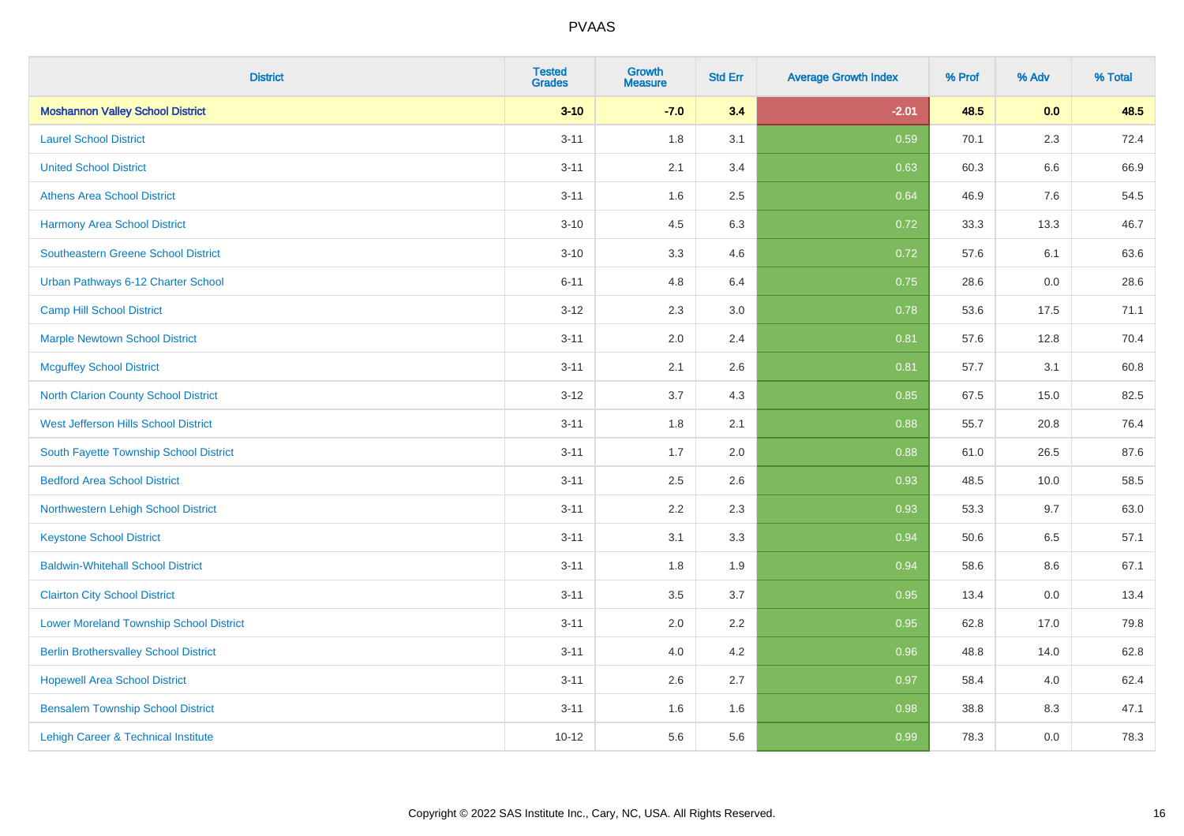| District | Tested Grades | Growth Measure | Std Err | Average Growth Index | % Prof | % Adv | % Total |
|---|---|---|---|---|---|---|---|
| **Moshannon Valley School District** | **3-10** | **-7.0** | **3.4** | **-2.01** | **48.5** | **0.0** | **48.5** |
| Laurel School District | 3-11 | 1.8 | 3.1 | 0.59 | 70.1 | 2.3 | 72.4 |
| United School District | 3-11 | 2.1 | 3.4 | 0.63 | 60.3 | 6.6 | 66.9 |
| Athens Area School District | 3-11 | 1.6 | 2.5 | 0.64 | 46.9 | 7.6 | 54.5 |
| Harmony Area School District | 3-10 | 4.5 | 6.3 | 0.72 | 33.3 | 13.3 | 46.7 |
| Southeastern Greene School District | 3-10 | 3.3 | 4.6 | 0.72 | 57.6 | 6.1 | 63.6 |
| Urban Pathways 6-12 Charter School | 6-11 | 4.8 | 6.4 | 0.75 | 28.6 | 0.0 | 28.6 |
| Camp Hill School District | 3-12 | 2.3 | 3.0 | 0.78 | 53.6 | 17.5 | 71.1 |
| Marple Newtown School District | 3-11 | 2.0 | 2.4 | 0.81 | 57.6 | 12.8 | 70.4 |
| Mcguffey School District | 3-11 | 2.1 | 2.6 | 0.81 | 57.7 | 3.1 | 60.8 |
| North Clarion County School District | 3-12 | 3.7 | 4.3 | 0.85 | 67.5 | 15.0 | 82.5 |
| West Jefferson Hills School District | 3-11 | 1.8 | 2.1 | 0.88 | 55.7 | 20.8 | 76.4 |
| South Fayette Township School District | 3-11 | 1.7 | 2.0 | 0.88 | 61.0 | 26.5 | 87.6 |
| Bedford Area School District | 3-11 | 2.5 | 2.6 | 0.93 | 48.5 | 10.0 | 58.5 |
| Northwestern Lehigh School District | 3-11 | 2.2 | 2.3 | 0.93 | 53.3 | 9.7 | 63.0 |
| Keystone School District | 3-11 | 3.1 | 3.3 | 0.94 | 50.6 | 6.5 | 57.1 |
| Baldwin-Whitehall School District | 3-11 | 1.8 | 1.9 | 0.94 | 58.6 | 8.6 | 67.1 |
| Clairton City School District | 3-11 | 3.5 | 3.7 | 0.95 | 13.4 | 0.0 | 13.4 |
| Lower Moreland Township School District | 3-11 | 2.0 | 2.2 | 0.95 | 62.8 | 17.0 | 79.8 |
| Berlin Brothersvalley School District | 3-11 | 4.0 | 4.2 | 0.96 | 48.8 | 14.0 | 62.8 |
| Hopewell Area School District | 3-11 | 2.6 | 2.7 | 0.97 | 58.4 | 4.0 | 62.4 |
| Bensalem Township School District | 3-11 | 1.6 | 1.6 | 0.98 | 38.8 | 8.3 | 47.1 |
| Lehigh Career & Technical Institute | 10-12 | 5.6 | 5.6 | 0.99 | 78.3 | 0.0 | 78.3 |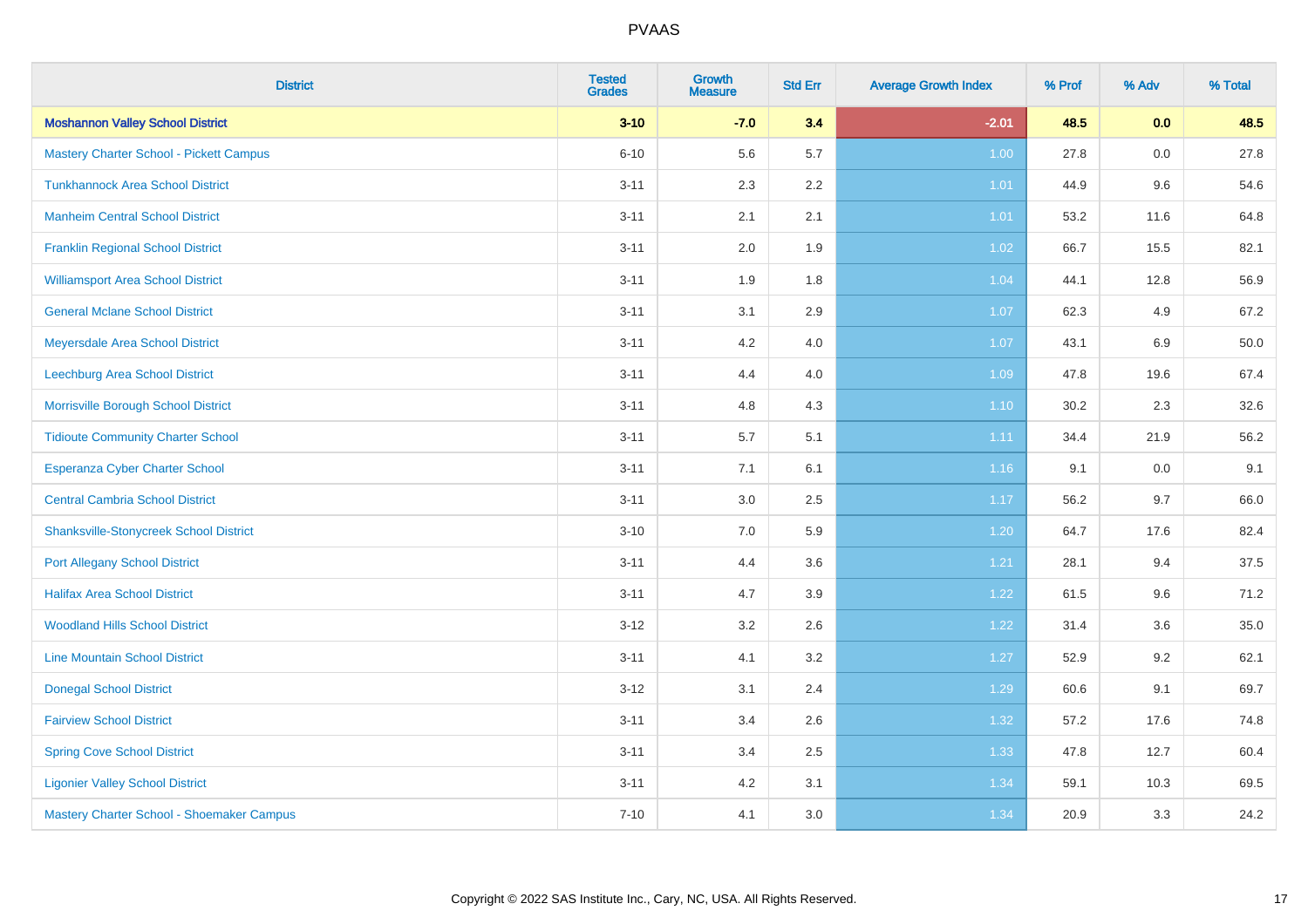# PVAAS

| District | Tested Grades | Growth Measure | Std Err | Average Growth Index | % Prof | % Adv | % Total |
|---|---|---|---|---|---|---|---|
| **Moshannon Valley School District** | **3-10** | **-7.0** | **3.4** | **-2.01** | **48.5** | **0.0** | **48.5** |
| Mastery Charter School - Pickett Campus | 6-10 | 5.6 | 5.7 | 1.00 | 27.8 | 0.0 | 27.8 |
| Tunkhannock Area School District | 3-11 | 2.3 | 2.2 | 1.01 | 44.9 | 9.6 | 54.6 |
| Manheim Central School District | 3-11 | 2.1 | 2.1 | 1.01 | 53.2 | 11.6 | 64.8 |
| Franklin Regional School District | 3-11 | 2.0 | 1.9 | 1.02 | 66.7 | 15.5 | 82.1 |
| Williamsport Area School District | 3-11 | 1.9 | 1.8 | 1.04 | 44.1 | 12.8 | 56.9 |
| General Mclane School District | 3-11 | 3.1 | 2.9 | 1.07 | 62.3 | 4.9 | 67.2 |
| Meyersdale Area School District | 3-11 | 4.2 | 4.0 | 1.07 | 43.1 | 6.9 | 50.0 |
| Leechburg Area School District | 3-11 | 4.4 | 4.0 | 1.09 | 47.8 | 19.6 | 67.4 |
| Morrisville Borough School District | 3-11 | 4.8 | 4.3 | 1.10 | 30.2 | 2.3 | 32.6 |
| Tidioute Community Charter School | 3-11 | 5.7 | 5.1 | 1.11 | 34.4 | 21.9 | 56.2 |
| Esperanza Cyber Charter School | 3-11 | 7.1 | 6.1 | 1.16 | 9.1 | 0.0 | 9.1 |
| Central Cambria School District | 3-11 | 3.0 | 2.5 | 1.17 | 56.2 | 9.7 | 66.0 |
| Shanksville-Stonycreek School District | 3-10 | 7.0 | 5.9 | 1.20 | 64.7 | 17.6 | 82.4 |
| Port Allegany School District | 3-11 | 4.4 | 3.6 | 1.21 | 28.1 | 9.4 | 37.5 |
| Halifax Area School District | 3-11 | 4.7 | 3.9 | 1.22 | 61.5 | 9.6 | 71.2 |
| Woodland Hills School District | 3-12 | 3.2 | 2.6 | 1.22 | 31.4 | 3.6 | 35.0 |
| Line Mountain School District | 3-11 | 4.1 | 3.2 | 1.27 | 52.9 | 9.2 | 62.1 |
| Donegal School District | 3-12 | 3.1 | 2.4 | 1.29 | 60.6 | 9.1 | 69.7 |
| Fairview School District | 3-11 | 3.4 | 2.6 | 1.32 | 57.2 | 17.6 | 74.8 |
| Spring Cove School District | 3-11 | 3.4 | 2.5 | 1.33 | 47.8 | 12.7 | 60.4 |
| Ligonier Valley School District | 3-11 | 4.2 | 3.1 | 1.34 | 59.1 | 10.3 | 69.5 |
| Mastery Charter School - Shoemaker Campus | 7-10 | 4.1 | 3.0 | 1.34 | 20.9 | 3.3 | 24.2 |

Copyright © 2022 SAS Institute Inc., Cary, NC, USA. All Rights Reserved.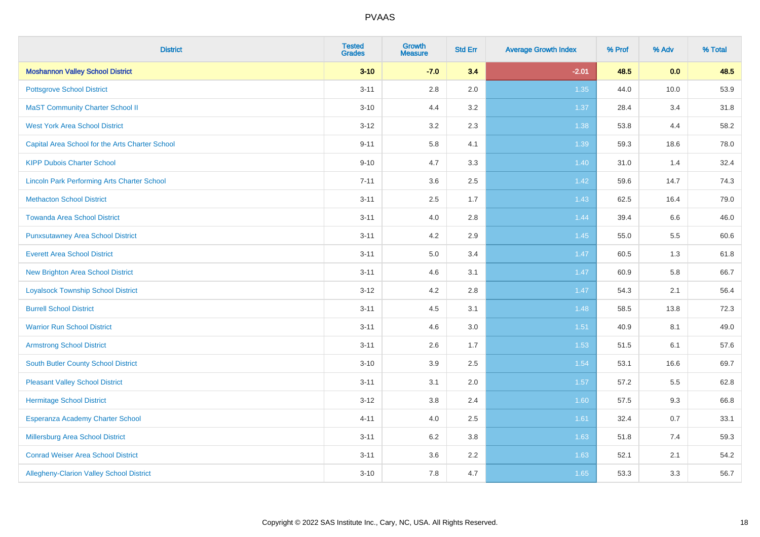PVAAS

| District | Tested Grades | Growth Measure | Std Err | Average Growth Index | % Prof | % Adv | % Total |
|---|---|---|---|---|---|---|---|
| **Moshannon Valley School District** | **3-10** | **-7.0** | **3.4** | **-2.01** | **48.5** | **0.0** | **48.5** |
| Pottsgrove School District | 3-11 | 2.8 | 2.0 | 1.35 | 44.0 | 10.0 | 53.9 |
| MaST Community Charter School II | 3-10 | 4.4 | 3.2 | 1.37 | 28.4 | 3.4 | 31.8 |
| West York Area School District | 3-12 | 3.2 | 2.3 | 1.38 | 53.8 | 4.4 | 58.2 |
| Capital Area School for the Arts Charter School | 9-11 | 5.8 | 4.1 | 1.39 | 59.3 | 18.6 | 78.0 |
| KIPP Dubois Charter School | 9-10 | 4.7 | 3.3 | 1.40 | 31.0 | 1.4 | 32.4 |
| Lincoln Park Performing Arts Charter School | 7-11 | 3.6 | 2.5 | 1.42 | 59.6 | 14.7 | 74.3 |
| Methacton School District | 3-11 | 2.5 | 1.7 | 1.43 | 62.5 | 16.4 | 79.0 |
| Towanda Area School District | 3-11 | 4.0 | 2.8 | 1.44 | 39.4 | 6.6 | 46.0 |
| Punxsutawney Area School District | 3-11 | 4.2 | 2.9 | 1.45 | 55.0 | 5.5 | 60.6 |
| Everett Area School District | 3-11 | 5.0 | 3.4 | 1.47 | 60.5 | 1.3 | 61.8 |
| New Brighton Area School District | 3-11 | 4.6 | 3.1 | 1.47 | 60.9 | 5.8 | 66.7 |
| Loyalsock Township School District | 3-12 | 4.2 | 2.8 | 1.47 | 54.3 | 2.1 | 56.4 |
| Burrell School District | 3-11 | 4.5 | 3.1 | 1.48 | 58.5 | 13.8 | 72.3 |
| Warrior Run School District | 3-11 | 4.6 | 3.0 | 1.51 | 40.9 | 8.1 | 49.0 |
| Armstrong School District | 3-11 | 2.6 | 1.7 | 1.53 | 51.5 | 6.1 | 57.6 |
| South Butler County School District | 3-10 | 3.9 | 2.5 | 1.54 | 53.1 | 16.6 | 69.7 |
| Pleasant Valley School District | 3-11 | 3.1 | 2.0 | 1.57 | 57.2 | 5.5 | 62.8 |
| Hermitage School District | 3-12 | 3.8 | 2.4 | 1.60 | 57.5 | 9.3 | 66.8 |
| Esperanza Academy Charter School | 4-11 | 4.0 | 2.5 | 1.61 | 32.4 | 0.7 | 33.1 |
| Millersburg Area School District | 3-11 | 6.2 | 3.8 | 1.63 | 51.8 | 7.4 | 59.3 |
| Conrad Weiser Area School District | 3-11 | 3.6 | 2.2 | 1.63 | 52.1 | 2.1 | 54.2 |
| Allegheny-Clarion Valley School District | 3-10 | 7.8 | 4.7 | 1.65 | 53.3 | 3.3 | 56.7 |

Copyright © 2022 SAS Institute Inc., Cary, NC, USA. All Rights Reserved.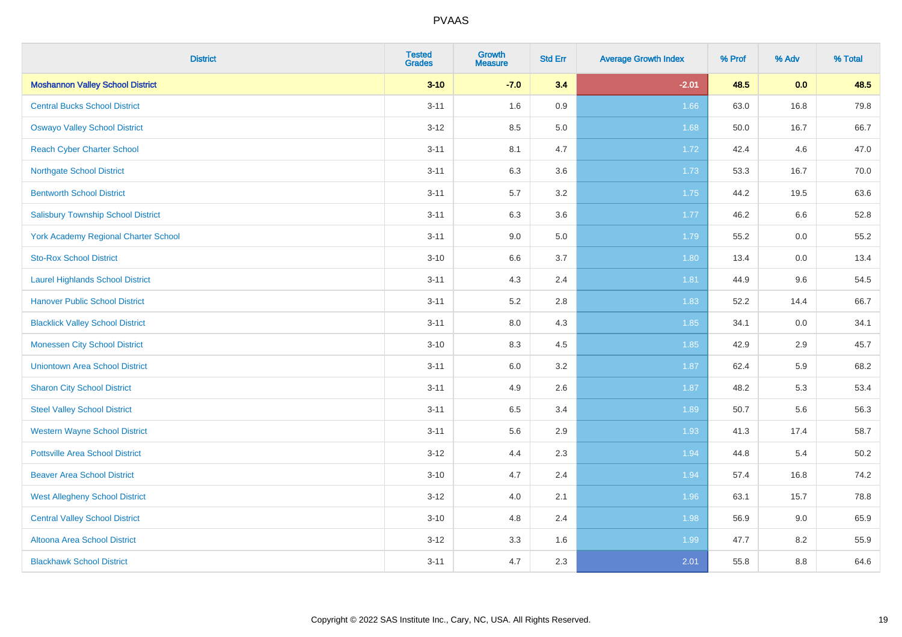| District | Tested Grades | Growth Measure | Std Err | Average Growth Index | % Prof | % Adv | % Total |
|---|---|---|---|---|---|---|---|
| **Moshannon Valley School District** | **3-10** | **-7.0** | **3.4** | **-2.01** | **48.5** | **0.0** | **48.5** |
| Central Bucks School District | 3-11 | 1.6 | 0.9 | 1.66 | 63.0 | 16.8 | 79.8 |
| Oswayo Valley School District | 3-12 | 8.5 | 5.0 | 1.68 | 50.0 | 16.7 | 66.7 |
| Reach Cyber Charter School | 3-11 | 8.1 | 4.7 | 1.72 | 42.4 | 4.6 | 47.0 |
| Northgate School District | 3-11 | 6.3 | 3.6 | 1.73 | 53.3 | 16.7 | 70.0 |
| Bentworth School District | 3-11 | 5.7 | 3.2 | 1.75 | 44.2 | 19.5 | 63.6 |
| Salisbury Township School District | 3-11 | 6.3 | 3.6 | 1.77 | 46.2 | 6.6 | 52.8 |
| York Academy Regional Charter School | 3-11 | 9.0 | 5.0 | 1.79 | 55.2 | 0.0 | 55.2 |
| Sto-Rox School District | 3-10 | 6.6 | 3.7 | 1.80 | 13.4 | 0.0 | 13.4 |
| Laurel Highlands School District | 3-11 | 4.3 | 2.4 | 1.81 | 44.9 | 9.6 | 54.5 |
| Hanover Public School District | 3-11 | 5.2 | 2.8 | 1.83 | 52.2 | 14.4 | 66.7 |
| Blacklick Valley School District | 3-11 | 8.0 | 4.3 | 1.85 | 34.1 | 0.0 | 34.1 |
| Monessen City School District | 3-10 | 8.3 | 4.5 | 1.85 | 42.9 | 2.9 | 45.7 |
| Uniontown Area School District | 3-11 | 6.0 | 3.2 | 1.87 | 62.4 | 5.9 | 68.2 |
| Sharon City School District | 3-11 | 4.9 | 2.6 | 1.87 | 48.2 | 5.3 | 53.4 |
| Steel Valley School District | 3-11 | 6.5 | 3.4 | 1.89 | 50.7 | 5.6 | 56.3 |
| Western Wayne School District | 3-11 | 5.6 | 2.9 | 1.93 | 41.3 | 17.4 | 58.7 |
| Pottsville Area School District | 3-12 | 4.4 | 2.3 | 1.94 | 44.8 | 5.4 | 50.2 |
| Beaver Area School District | 3-10 | 4.7 | 2.4 | 1.94 | 57.4 | 16.8 | 74.2 |
| West Allegheny School District | 3-12 | 4.0 | 2.1 | 1.96 | 63.1 | 15.7 | 78.8 |
| Central Valley School District | 3-10 | 4.8 | 2.4 | 1.98 | 56.9 | 9.0 | 65.9 |
| Altoona Area School District | 3-12 | 3.3 | 1.6 | 1.99 | 47.7 | 8.2 | 55.9 |
| Blackhawk School District | 3-11 | 4.7 | 2.3 | 2.01 | 55.8 | 8.8 | 64.6 |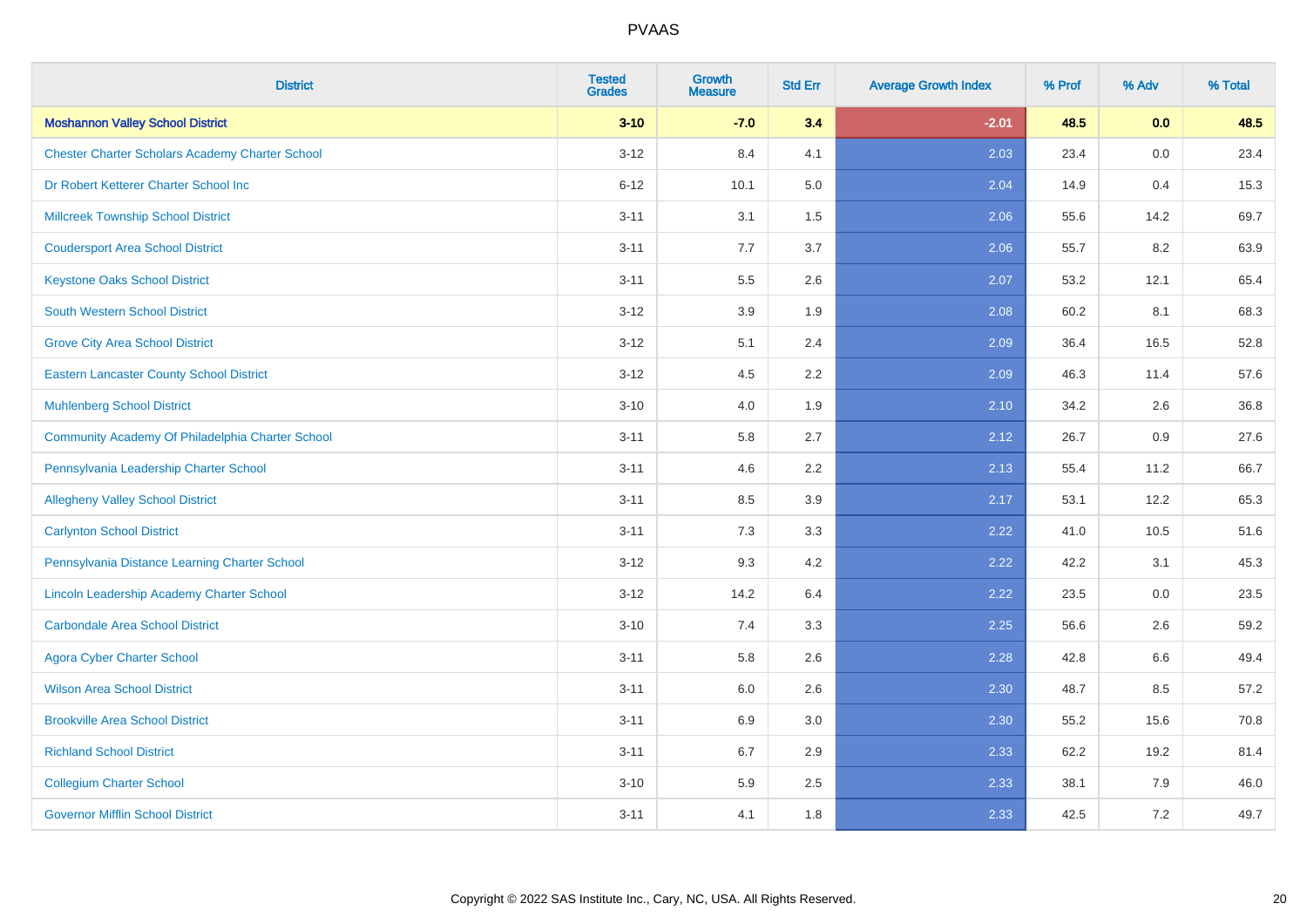# PVAAS

| District | Tested Grades | Growth Measure | Std Err | Average Growth Index | % Prof | % Adv | % Total |
|---|---|---|---|---|---|---|---|
| **Moshannon Valley School District** | **3-10** | **-7.0** | **3.4** | **-2.01** | **48.5** | **0.0** | **48.5** |
| Chester Charter Scholars Academy Charter School | 3-12 | 8.4 | 4.1 | 2.03 | 23.4 | 0.0 | 23.4 |
| Dr Robert Ketterer Charter School Inc | 6-12 | 10.1 | 5.0 | 2.04 | 14.9 | 0.4 | 15.3 |
| Millcreek Township School District | 3-11 | 3.1 | 1.5 | 2.06 | 55.6 | 14.2 | 69.7 |
| Coudersport Area School District | 3-11 | 7.7 | 3.7 | 2.06 | 55.7 | 8.2 | 63.9 |
| Keystone Oaks School District | 3-11 | 5.5 | 2.6 | 2.07 | 53.2 | 12.1 | 65.4 |
| South Western School District | 3-12 | 3.9 | 1.9 | 2.08 | 60.2 | 8.1 | 68.3 |
| Grove City Area School District | 3-12 | 5.1 | 2.4 | 2.09 | 36.4 | 16.5 | 52.8 |
| Eastern Lancaster County School District | 3-12 | 4.5 | 2.2 | 2.09 | 46.3 | 11.4 | 57.6 |
| Muhlenberg School District | 3-10 | 4.0 | 1.9 | 2.10 | 34.2 | 2.6 | 36.8 |
| Community Academy Of Philadelphia Charter School | 3-11 | 5.8 | 2.7 | 2.12 | 26.7 | 0.9 | 27.6 |
| Pennsylvania Leadership Charter School | 3-11 | 4.6 | 2.2 | 2.13 | 55.4 | 11.2 | 66.7 |
| Allegheny Valley School District | 3-11 | 8.5 | 3.9 | 2.17 | 53.1 | 12.2 | 65.3 |
| Carlynton School District | 3-11 | 7.3 | 3.3 | 2.22 | 41.0 | 10.5 | 51.6 |
| Pennsylvania Distance Learning Charter School | 3-12 | 9.3 | 4.2 | 2.22 | 42.2 | 3.1 | 45.3 |
| Lincoln Leadership Academy Charter School | 3-12 | 14.2 | 6.4 | 2.22 | 23.5 | 0.0 | 23.5 |
| Carbondale Area School District | 3-10 | 7.4 | 3.3 | 2.25 | 56.6 | 2.6 | 59.2 |
| Agora Cyber Charter School | 3-11 | 5.8 | 2.6 | 2.28 | 42.8 | 6.6 | 49.4 |
| Wilson Area School District | 3-11 | 6.0 | 2.6 | 2.30 | 48.7 | 8.5 | 57.2 |
| Brookville Area School District | 3-11 | 6.9 | 3.0 | 2.30 | 55.2 | 15.6 | 70.8 |
| Richland School District | 3-11 | 6.7 | 2.9 | 2.33 | 62.2 | 19.2 | 81.4 |
| Collegium Charter School | 3-10 | 5.9 | 2.5 | 2.33 | 38.1 | 7.9 | 46.0 |
| Governor Mifflin School District | 3-11 | 4.1 | 1.8 | 2.33 | 42.5 | 7.2 | 49.7 |

Copyright © 2022 SAS Institute Inc., Cary, NC, USA. All Rights Reserved.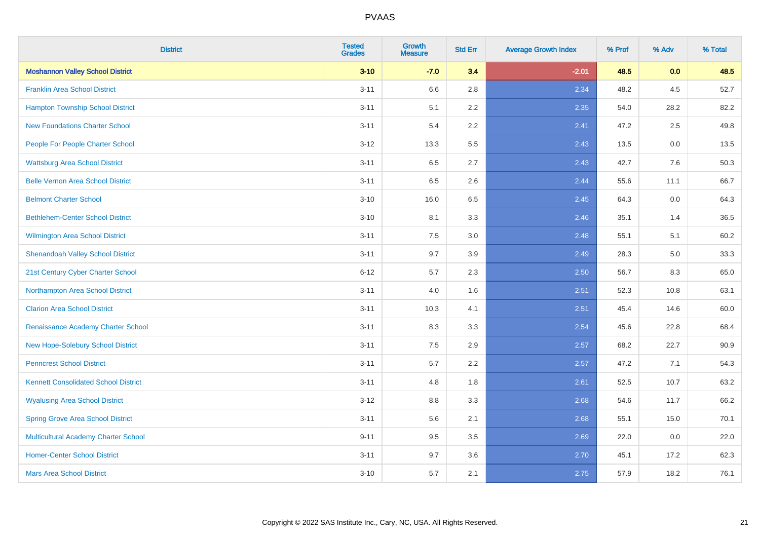PVAAS

| District | Tested Grades | Growth Measure | Std Err | Average Growth Index | % Prof | % Adv | % Total |
|---|---|---|---|---|---|---|---|
| **Moshannon Valley School District** | **3-10** | **-7.0** | **3.4** | **-2.01** | **48.5** | **0.0** | **48.5** |
| Franklin Area School District | 3-11 | 6.6 | 2.8 | 2.34 | 48.2 | 4.5 | 52.7 |
| Hampton Township School District | 3-11 | 5.1 | 2.2 | 2.35 | 54.0 | 28.2 | 82.2 |
| New Foundations Charter School | 3-11 | 5.4 | 2.2 | 2.41 | 47.2 | 2.5 | 49.8 |
| People For People Charter School | 3-12 | 13.3 | 5.5 | 2.43 | 13.5 | 0.0 | 13.5 |
| Wattsburg Area School District | 3-11 | 6.5 | 2.7 | 2.43 | 42.7 | 7.6 | 50.3 |
| Belle Vernon Area School District | 3-11 | 6.5 | 2.6 | 2.44 | 55.6 | 11.1 | 66.7 |
| Belmont Charter School | 3-10 | 16.0 | 6.5 | 2.45 | 64.3 | 0.0 | 64.3 |
| Bethlehem-Center School District | 3-10 | 8.1 | 3.3 | 2.46 | 35.1 | 1.4 | 36.5 |
| Wilmington Area School District | 3-11 | 7.5 | 3.0 | 2.48 | 55.1 | 5.1 | 60.2 |
| Shenandoah Valley School District | 3-11 | 9.7 | 3.9 | 2.49 | 28.3 | 5.0 | 33.3 |
| 21st Century Cyber Charter School | 6-12 | 5.7 | 2.3 | 2.50 | 56.7 | 8.3 | 65.0 |
| Northampton Area School District | 3-11 | 4.0 | 1.6 | 2.51 | 52.3 | 10.8 | 63.1 |
| Clarion Area School District | 3-11 | 10.3 | 4.1 | 2.51 | 45.4 | 14.6 | 60.0 |
| Renaissance Academy Charter School | 3-11 | 8.3 | 3.3 | 2.54 | 45.6 | 22.8 | 68.4 |
| New Hope-Solebury School District | 3-11 | 7.5 | 2.9 | 2.57 | 68.2 | 22.7 | 90.9 |
| Penncrest School District | 3-11 | 5.7 | 2.2 | 2.57 | 47.2 | 7.1 | 54.3 |
| Kennett Consolidated School District | 3-11 | 4.8 | 1.8 | 2.61 | 52.5 | 10.7 | 63.2 |
| Wyalusing Area School District | 3-12 | 8.8 | 3.3 | 2.68 | 54.6 | 11.7 | 66.2 |
| Spring Grove Area School District | 3-11 | 5.6 | 2.1 | 2.68 | 55.1 | 15.0 | 70.1 |
| Multicultural Academy Charter School | 9-11 | 9.5 | 3.5 | 2.69 | 22.0 | 0.0 | 22.0 |
| Homer-Center School District | 3-11 | 9.7 | 3.6 | 2.70 | 45.1 | 17.2 | 62.3 |
| Mars Area School District | 3-10 | 5.7 | 2.1 | 2.75 | 57.9 | 18.2 | 76.1 |

Copyright © 2022 SAS Institute Inc., Cary, NC, USA. All Rights Reserved.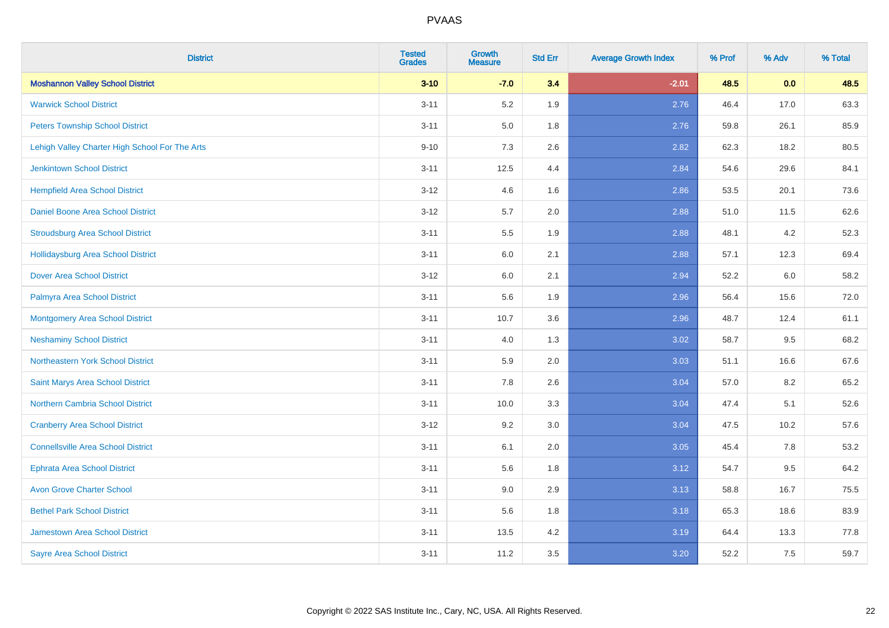| District | Tested Grades | Growth Measure | Std Err | Average Growth Index | % Prof | % Adv | % Total |
|---|---|---|---|---|---|---|---|
| **Moshannon Valley School District** | **3-10** | **-7.0** | **3.4** | **-2.01** | **48.5** | **0.0** | **48.5** |
| Warwick School District | 3-11 | 5.2 | 1.9 | 2.76 | 46.4 | 17.0 | 63.3 |
| Peters Township School District | 3-11 | 5.0 | 1.8 | 2.76 | 59.8 | 26.1 | 85.9 |
| Lehigh Valley Charter High School For The Arts | 9-10 | 7.3 | 2.6 | 2.82 | 62.3 | 18.2 | 80.5 |
| Jenkintown School District | 3-11 | 12.5 | 4.4 | 2.84 | 54.6 | 29.6 | 84.1 |
| Hempfield Area School District | 3-12 | 4.6 | 1.6 | 2.86 | 53.5 | 20.1 | 73.6 |
| Daniel Boone Area School District | 3-12 | 5.7 | 2.0 | 2.88 | 51.0 | 11.5 | 62.6 |
| Stroudsburg Area School District | 3-11 | 5.5 | 1.9 | 2.88 | 48.1 | 4.2 | 52.3 |
| Hollidaysburg Area School District | 3-11 | 6.0 | 2.1 | 2.88 | 57.1 | 12.3 | 69.4 |
| Dover Area School District | 3-12 | 6.0 | 2.1 | 2.94 | 52.2 | 6.0 | 58.2 |
| Palmyra Area School District | 3-11 | 5.6 | 1.9 | 2.96 | 56.4 | 15.6 | 72.0 |
| Montgomery Area School District | 3-11 | 10.7 | 3.6 | 2.96 | 48.7 | 12.4 | 61.1 |
| Neshaminy School District | 3-11 | 4.0 | 1.3 | 3.02 | 58.7 | 9.5 | 68.2 |
| Northeastern York School District | 3-11 | 5.9 | 2.0 | 3.03 | 51.1 | 16.6 | 67.6 |
| Saint Marys Area School District | 3-11 | 7.8 | 2.6 | 3.04 | 57.0 | 8.2 | 65.2 |
| Northern Cambria School District | 3-11 | 10.0 | 3.3 | 3.04 | 47.4 | 5.1 | 52.6 |
| Cranberry Area School District | 3-12 | 9.2 | 3.0 | 3.04 | 47.5 | 10.2 | 57.6 |
| Connellsville Area School District | 3-11 | 6.1 | 2.0 | 3.05 | 45.4 | 7.8 | 53.2 |
| Ephrata Area School District | 3-11 | 5.6 | 1.8 | 3.12 | 54.7 | 9.5 | 64.2 |
| Avon Grove Charter School | 3-11 | 9.0 | 2.9 | 3.13 | 58.8 | 16.7 | 75.5 |
| Bethel Park School District | 3-11 | 5.6 | 1.8 | 3.18 | 65.3 | 18.6 | 83.9 |
| Jamestown Area School District | 3-11 | 13.5 | 4.2 | 3.19 | 64.4 | 13.3 | 77.8 |
| Sayre Area School District | 3-11 | 11.2 | 3.5 | 3.20 | 52.2 | 7.5 | 59.7 |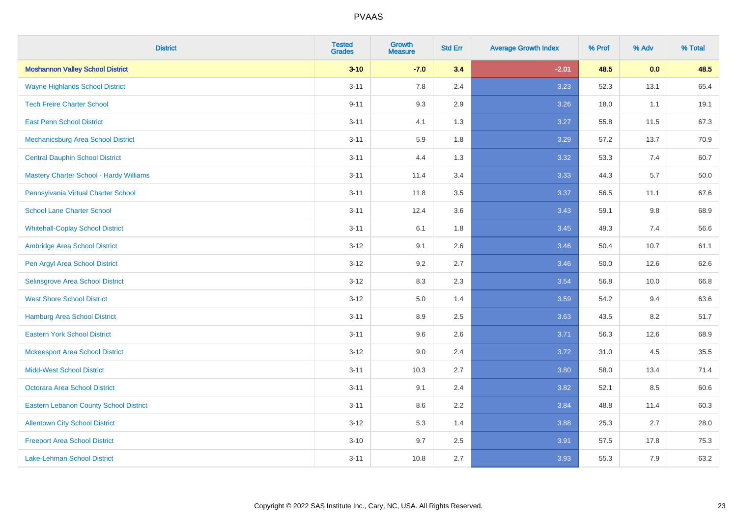| District | Tested Grades | Growth Measure | Std Err | Average Growth Index | % Prof | % Adv | % Total |
|---|---|---|---|---|---|---|---|
| **Moshannon Valley School District** | **3-10** | **-7.0** | **3.4** | **-2.01** | **48.5** | **0.0** | **48.5** |
| Wayne Highlands School District | 3-11 | 7.8 | 2.4 | 3.23 | 52.3 | 13.1 | 65.4 |
| Tech Freire Charter School | 9-11 | 9.3 | 2.9 | 3.26 | 18.0 | 1.1 | 19.1 |
| East Penn School District | 3-11 | 4.1 | 1.3 | 3.27 | 55.8 | 11.5 | 67.3 |
| Mechanicsburg Area School District | 3-11 | 5.9 | 1.8 | 3.29 | 57.2 | 13.7 | 70.9 |
| Central Dauphin School District | 3-11 | 4.4 | 1.3 | 3.32 | 53.3 | 7.4 | 60.7 |
| Mastery Charter School - Hardy Williams | 3-11 | 11.4 | 3.4 | 3.33 | 44.3 | 5.7 | 50.0 |
| Pennsylvania Virtual Charter School | 3-11 | 11.8 | 3.5 | 3.37 | 56.5 | 11.1 | 67.6 |
| School Lane Charter School | 3-11 | 12.4 | 3.6 | 3.43 | 59.1 | 9.8 | 68.9 |
| Whitehall-Coplay School District | 3-11 | 6.1 | 1.8 | 3.45 | 49.3 | 7.4 | 56.6 |
| Ambridge Area School District | 3-12 | 9.1 | 2.6 | 3.46 | 50.4 | 10.7 | 61.1 |
| Pen Argyl Area School District | 3-12 | 9.2 | 2.7 | 3.46 | 50.0 | 12.6 | 62.6 |
| Selinsgrove Area School District | 3-12 | 8.3 | 2.3 | 3.54 | 56.8 | 10.0 | 66.8 |
| West Shore School District | 3-12 | 5.0 | 1.4 | 3.59 | 54.2 | 9.4 | 63.6 |
| Hamburg Area School District | 3-11 | 8.9 | 2.5 | 3.63 | 43.5 | 8.2 | 51.7 |
| Eastern York School District | 3-11 | 9.6 | 2.6 | 3.71 | 56.3 | 12.6 | 68.9 |
| Mckeesport Area School District | 3-12 | 9.0 | 2.4 | 3.72 | 31.0 | 4.5 | 35.5 |
| Midd-West School District | 3-11 | 10.3 | 2.7 | 3.80 | 58.0 | 13.4 | 71.4 |
| Octorara Area School District | 3-11 | 9.1 | 2.4 | 3.82 | 52.1 | 8.5 | 60.6 |
| Eastern Lebanon County School District | 3-11 | 8.6 | 2.2 | 3.84 | 48.8 | 11.4 | 60.3 |
| Allentown City School District | 3-12 | 5.3 | 1.4 | 3.88 | 25.3 | 2.7 | 28.0 |
| Freeport Area School District | 3-10 | 9.7 | 2.5 | 3.91 | 57.5 | 17.8 | 75.3 |
| Lake-Lehman School District | 3-11 | 10.8 | 2.7 | 3.93 | 55.3 | 7.9 | 63.2 |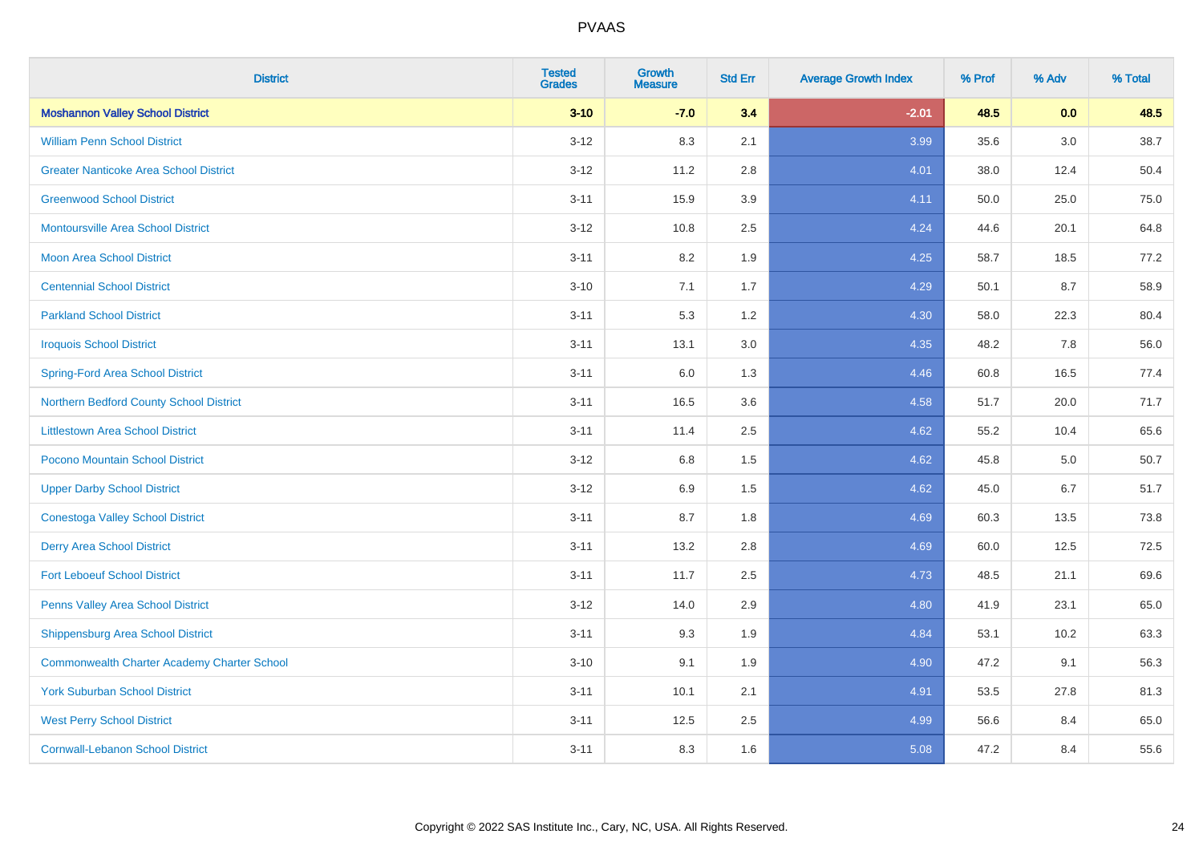# PVAAS

| District | Tested Grades | Growth Measure | Std Err | Average Growth Index | % Prof | % Adv | % Total |
|---|---|---|---|---|---|---|---|
| **Moshannon Valley School District** | **3-10** | **-7.0** | **3.4** | **-2.01** | **48.5** | **0.0** | **48.5** |
| William Penn School District | 3-12 | 8.3 | 2.1 | 3.99 | 35.6 | 3.0 | 38.7 |
| Greater Nanticoke Area School District | 3-12 | 11.2 | 2.8 | 4.01 | 38.0 | 12.4 | 50.4 |
| Greenwood School District | 3-11 | 15.9 | 3.9 | 4.11 | 50.0 | 25.0 | 75.0 |
| Montoursville Area School District | 3-12 | 10.8 | 2.5 | 4.24 | 44.6 | 20.1 | 64.8 |
| Moon Area School District | 3-11 | 8.2 | 1.9 | 4.25 | 58.7 | 18.5 | 77.2 |
| Centennial School District | 3-10 | 7.1 | 1.7 | 4.29 | 50.1 | 8.7 | 58.9 |
| Parkland School District | 3-11 | 5.3 | 1.2 | 4.30 | 58.0 | 22.3 | 80.4 |
| Iroquois School District | 3-11 | 13.1 | 3.0 | 4.35 | 48.2 | 7.8 | 56.0 |
| Spring-Ford Area School District | 3-11 | 6.0 | 1.3 | 4.46 | 60.8 | 16.5 | 77.4 |
| Northern Bedford County School District | 3-11 | 16.5 | 3.6 | 4.58 | 51.7 | 20.0 | 71.7 |
| Littlestown Area School District | 3-11 | 11.4 | 2.5 | 4.62 | 55.2 | 10.4 | 65.6 |
| Pocono Mountain School District | 3-12 | 6.8 | 1.5 | 4.62 | 45.8 | 5.0 | 50.7 |
| Upper Darby School District | 3-12 | 6.9 | 1.5 | 4.62 | 45.0 | 6.7 | 51.7 |
| Conestoga Valley School District | 3-11 | 8.7 | 1.8 | 4.69 | 60.3 | 13.5 | 73.8 |
| Derry Area School District | 3-11 | 13.2 | 2.8 | 4.69 | 60.0 | 12.5 | 72.5 |
| Fort Leboeuf School District | 3-11 | 11.7 | 2.5 | 4.73 | 48.5 | 21.1 | 69.6 |
| Penns Valley Area School District | 3-12 | 14.0 | 2.9 | 4.80 | 41.9 | 23.1 | 65.0 |
| Shippensburg Area School District | 3-11 | 9.3 | 1.9 | 4.84 | 53.1 | 10.2 | 63.3 |
| Commonwealth Charter Academy Charter School | 3-10 | 9.1 | 1.9 | 4.90 | 47.2 | 9.1 | 56.3 |
| York Suburban School District | 3-11 | 10.1 | 2.1 | 4.91 | 53.5 | 27.8 | 81.3 |
| West Perry School District | 3-11 | 12.5 | 2.5 | 4.99 | 56.6 | 8.4 | 65.0 |
| Cornwall-Lebanon School District | 3-11 | 8.3 | 1.6 | 5.08 | 47.2 | 8.4 | 55.6 |

Copyright © 2022 SAS Institute Inc., Cary, NC, USA. All Rights Reserved.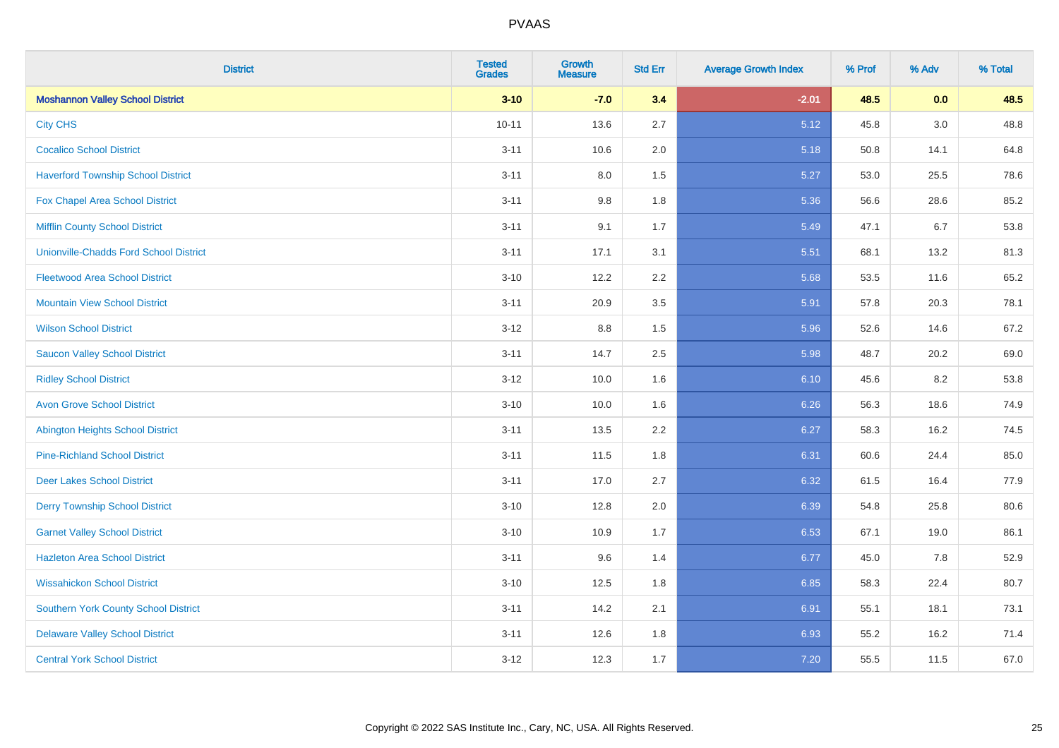| District | Tested Grades | Growth Measure | Std Err | Average Growth Index | % Prof | % Adv | % Total |
|---|---|---|---|---|---|---|---|
| **Moshannon Valley School District** | **3-10** | **-7.0** | **3.4** | **-2.01** | **48.5** | **0.0** | **48.5** |
| City CHS | 10-11 | 13.6 | 2.7 | 5.12 | 45.8 | 3.0 | 48.8 |
| Cocalico School District | 3-11 | 10.6 | 2.0 | 5.18 | 50.8 | 14.1 | 64.8 |
| Haverford Township School District | 3-11 | 8.0 | 1.5 | 5.27 | 53.0 | 25.5 | 78.6 |
| Fox Chapel Area School District | 3-11 | 9.8 | 1.8 | 5.36 | 56.6 | 28.6 | 85.2 |
| Mifflin County School District | 3-11 | 9.1 | 1.7 | 5.49 | 47.1 | 6.7 | 53.8 |
| Unionville-Chadds Ford School District | 3-11 | 17.1 | 3.1 | 5.51 | 68.1 | 13.2 | 81.3 |
| Fleetwood Area School District | 3-10 | 12.2 | 2.2 | 5.68 | 53.5 | 11.6 | 65.2 |
| Mountain View School District | 3-11 | 20.9 | 3.5 | 5.91 | 57.8 | 20.3 | 78.1 |
| Wilson School District | 3-12 | 8.8 | 1.5 | 5.96 | 52.6 | 14.6 | 67.2 |
| Saucon Valley School District | 3-11 | 14.7 | 2.5 | 5.98 | 48.7 | 20.2 | 69.0 |
| Ridley School District | 3-12 | 10.0 | 1.6 | 6.10 | 45.6 | 8.2 | 53.8 |
| Avon Grove School District | 3-10 | 10.0 | 1.6 | 6.26 | 56.3 | 18.6 | 74.9 |
| Abington Heights School District | 3-11 | 13.5 | 2.2 | 6.27 | 58.3 | 16.2 | 74.5 |
| Pine-Richland School District | 3-11 | 11.5 | 1.8 | 6.31 | 60.6 | 24.4 | 85.0 |
| Deer Lakes School District | 3-11 | 17.0 | 2.7 | 6.32 | 61.5 | 16.4 | 77.9 |
| Derry Township School District | 3-10 | 12.8 | 2.0 | 6.39 | 54.8 | 25.8 | 80.6 |
| Garnet Valley School District | 3-10 | 10.9 | 1.7 | 6.53 | 67.1 | 19.0 | 86.1 |
| Hazleton Area School District | 3-11 | 9.6 | 1.4 | 6.77 | 45.0 | 7.8 | 52.9 |
| Wissahickon School District | 3-10 | 12.5 | 1.8 | 6.85 | 58.3 | 22.4 | 80.7 |
| Southern York County School District | 3-11 | 14.2 | 2.1 | 6.91 | 55.1 | 18.1 | 73.1 |
| Delaware Valley School District | 3-11 | 12.6 | 1.8 | 6.93 | 55.2 | 16.2 | 71.4 |
| Central York School District | 3-12 | 12.3 | 1.7 | 7.20 | 55.5 | 11.5 | 67.0 |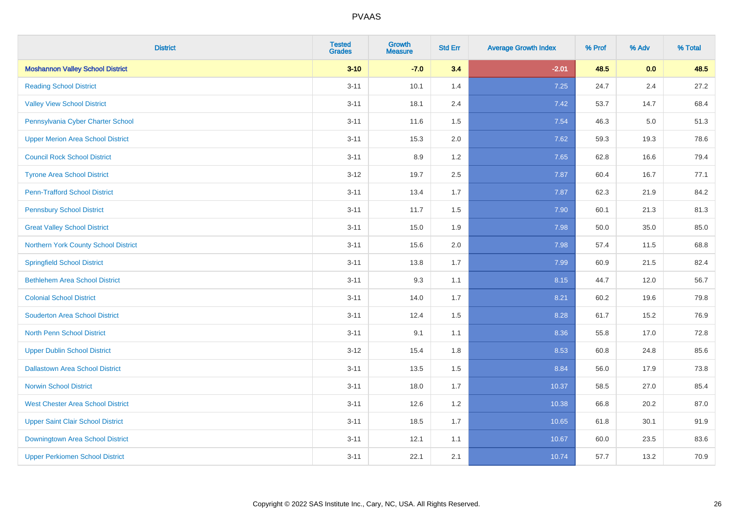| District | Tested Grades | Growth Measure | Std Err | Average Growth Index | % Prof | % Adv | % Total |
|---|---|---|---|---|---|---|---|
| **Moshannon Valley School District** | **3-10** | **-7.0** | **3.4** | **-2.01** | **48.5** | **0.0** | **48.5** |
| Reading School District | 3-11 | 10.1 | 1.4 | 7.25 | 24.7 | 2.4 | 27.2 |
| Valley View School District | 3-11 | 18.1 | 2.4 | 7.42 | 53.7 | 14.7 | 68.4 |
| Pennsylvania Cyber Charter School | 3-11 | 11.6 | 1.5 | 7.54 | 46.3 | 5.0 | 51.3 |
| Upper Merion Area School District | 3-11 | 15.3 | 2.0 | 7.62 | 59.3 | 19.3 | 78.6 |
| Council Rock School District | 3-11 | 8.9 | 1.2 | 7.65 | 62.8 | 16.6 | 79.4 |
| Tyrone Area School District | 3-12 | 19.7 | 2.5 | 7.87 | 60.4 | 16.7 | 77.1 |
| Penn-Trafford School District | 3-11 | 13.4 | 1.7 | 7.87 | 62.3 | 21.9 | 84.2 |
| Pennsbury School District | 3-11 | 11.7 | 1.5 | 7.90 | 60.1 | 21.3 | 81.3 |
| Great Valley School District | 3-11 | 15.0 | 1.9 | 7.98 | 50.0 | 35.0 | 85.0 |
| Northern York County School District | 3-11 | 15.6 | 2.0 | 7.98 | 57.4 | 11.5 | 68.8 |
| Springfield School District | 3-11 | 13.8 | 1.7 | 7.99 | 60.9 | 21.5 | 82.4 |
| Bethlehem Area School District | 3-11 | 9.3 | 1.1 | 8.15 | 44.7 | 12.0 | 56.7 |
| Colonial School District | 3-11 | 14.0 | 1.7 | 8.21 | 60.2 | 19.6 | 79.8 |
| Souderton Area School District | 3-11 | 12.4 | 1.5 | 8.28 | 61.7 | 15.2 | 76.9 |
| North Penn School District | 3-11 | 9.1 | 1.1 | 8.36 | 55.8 | 17.0 | 72.8 |
| Upper Dublin School District | 3-12 | 15.4 | 1.8 | 8.53 | 60.8 | 24.8 | 85.6 |
| Dallastown Area School District | 3-11 | 13.5 | 1.5 | 8.84 | 56.0 | 17.9 | 73.8 |
| Norwin School District | 3-11 | 18.0 | 1.7 | 10.37 | 58.5 | 27.0 | 85.4 |
| West Chester Area School District | 3-11 | 12.6 | 1.2 | 10.38 | 66.8 | 20.2 | 87.0 |
| Upper Saint Clair School District | 3-11 | 18.5 | 1.7 | 10.65 | 61.8 | 30.1 | 91.9 |
| Downingtown Area School District | 3-11 | 12.1 | 1.1 | 10.67 | 60.0 | 23.5 | 83.6 |
| Upper Perkiomen School District | 3-11 | 22.1 | 2.1 | 10.74 | 57.7 | 13.2 | 70.9 |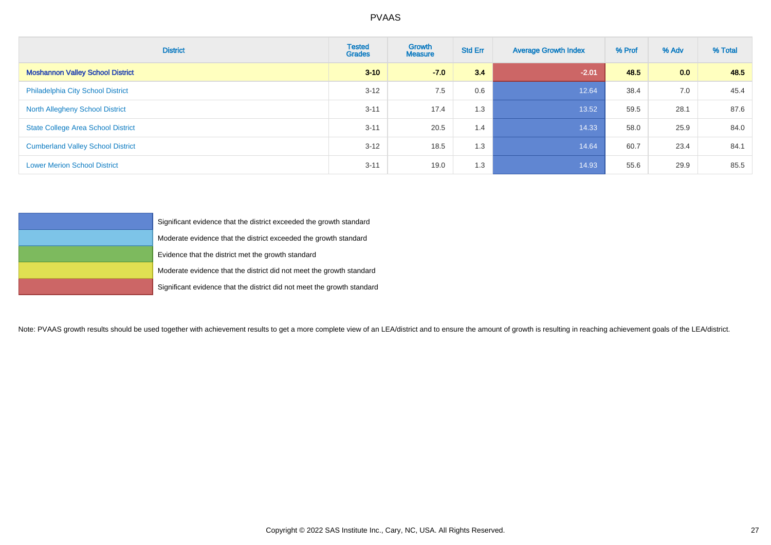# PVAAS

| District | Tested Grades | Growth Measure | Std Err | Average Growth Index | % Prof | % Adv | % Total |
|---|---|---|---|---|---|---|---|
| **Moshannon Valley School District** | **3-10** | **-7.0** | **3.4** | **-2.01** | **48.5** | **0.0** | **48.5** |
| Philadelphia City School District | 3-12 | 7.5 | 0.6 | 12.64 | 38.4 | 7.0 | 45.4 |
| North Allegheny School District | 3-11 | 17.4 | 1.3 | 13.52 | 59.5 | 28.1 | 87.6 |
| State College Area School District | 3-11 | 20.5 | 1.4 | 14.33 | 58.0 | 25.9 | 84.0 |
| Cumberland Valley School District | 3-12 | 18.5 | 1.3 | 14.64 | 60.7 | 23.4 | 84.1 |
| Lower Merion School District | 3-11 | 19.0 | 1.3 | 14.93 | 55.6 | 29.9 | 85.5 |

Significant evidence that the district exceeded the growth standard

Moderate evidence that the district exceeded the growth standard

Evidence that the district met the growth standard

Moderate evidence that the district did not meet the growth standard

Significant evidence that the district did not meet the growth standard

Note: PVAAS growth results should be used together with achievement results to get a more complete view of an LEA/district and to ensure the amount of growth is resulting in reaching achievement goals of the LEA/district.

Copyright © 2022 SAS Institute Inc., Cary, NC, USA. All Rights Reserved.